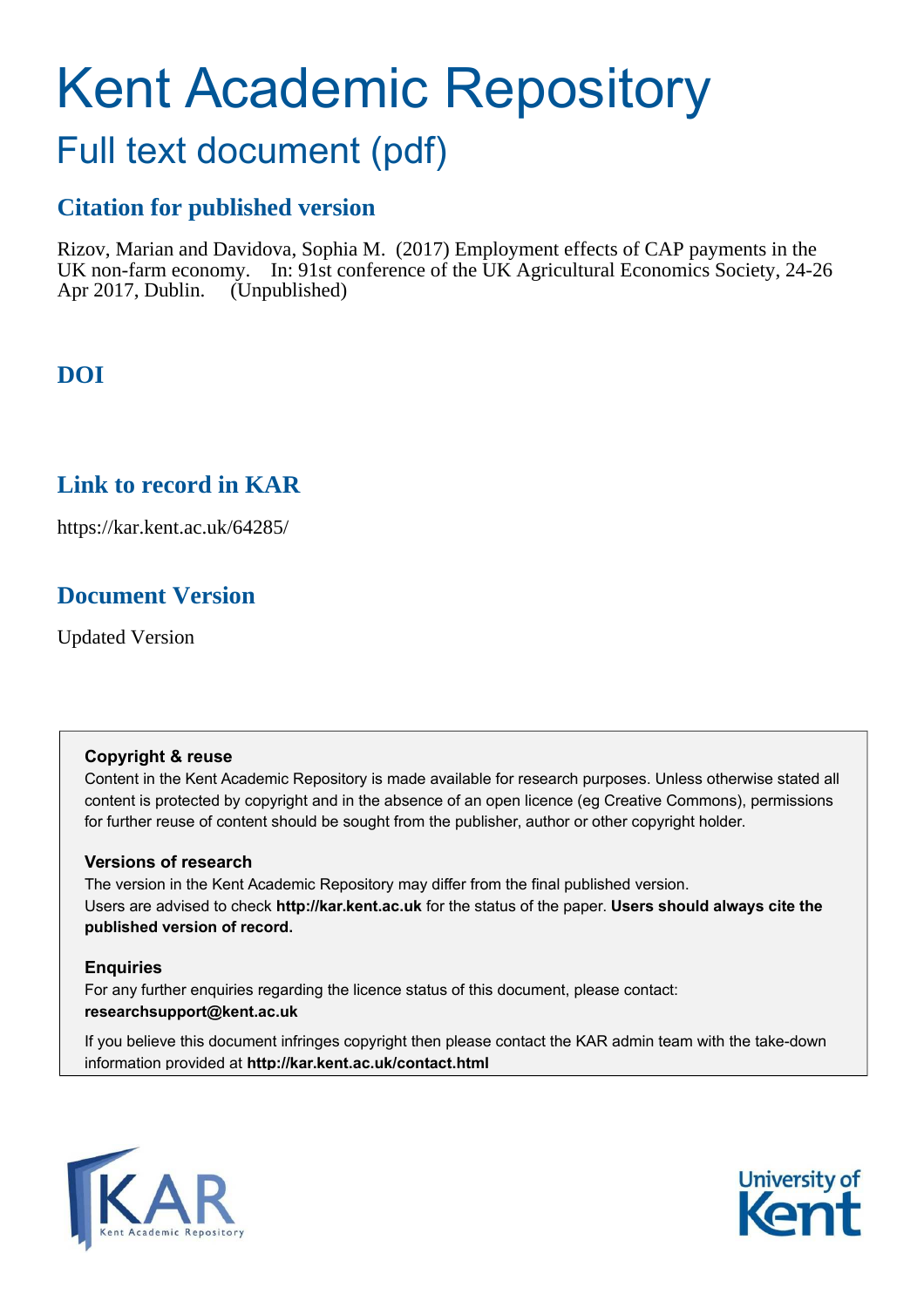# Kent Academic Repository

## Full text document (pdf)

### Citation for published version

Rizov, Marian and Davidova, Sophia M. (2017) Employment effects of CAP payments in the UK non-farm economy. In: 91st conference of the UK Agricultural Economics Society, 24-26 Apr 2017, Dublin. (Unpublished)

### DOI

### Link to record in KAR

https://kar.kent.ac.uk/64285/

### Document Version

Updated Version

**Copyright & reuse**

Content in the Kent Academic Repository is made available for research purposes. Unless otherwise stated all content is protected by copyright and in the absence of an open licence (eg Creative Commons), permissions for further reuse of content should be sought from the publisher, author or other copyright holder.

**Versions of research**

The version in the Kent Academic Repository may differ from the final published version. Users are advised to check **http://kar.kent.ac.uk** for the status of the paper. **Users should always cite the published version of record.**

**Enquiries**

For any further enquiries regarding the licence status of this document, please contact: **researchsupport@kent.ac.uk**

If you believe this document infringes copyright then please contact the KAR admin team with the take-down information provided at **http://kar.kent.ac.uk/contact.html**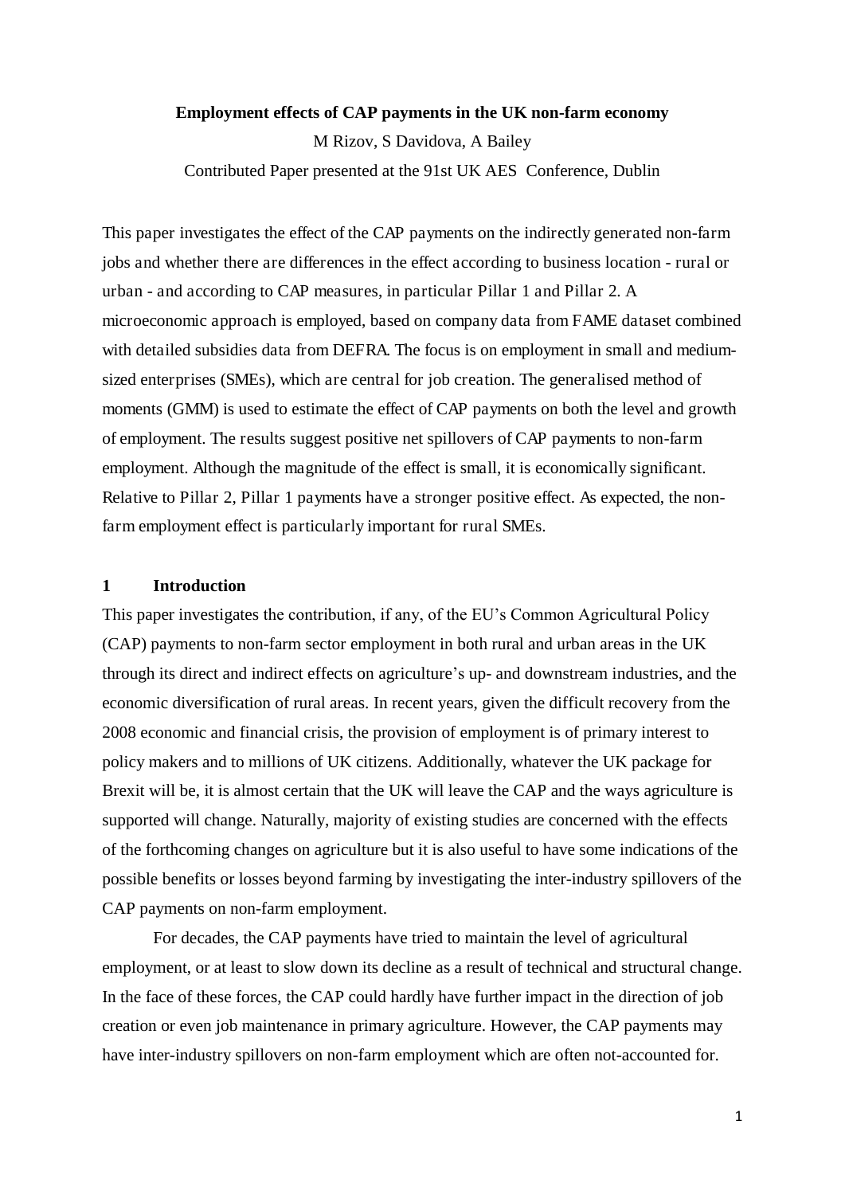**Employment effects of CAP payments in the UK non-farm economy**

M Rizov, S Davidova, A Bailey

Contributed Paper presented at the 91st UK AES Conference, Dublin

This paper investigates the effect of the CAP payments on the indirectly generated non-farm jobs and whether there are differences in the effect according to business location - rural or urban - and according to CAP measures, in particular Pillar 1 and Pillar 2. A microeconomic approach is employed, based on company data from FAME dataset combined with detailed subsidies data from DEFRA. The focus is on employment in small and medium-sized enterprises (SMEs), which are central for job creation. The generalised method of moments (GMM) is used to estimate the effect of CAP payments on both the level and growth of employment. The results suggest positive net spillovers of CAP payments to non-farm employment. Although the magnitude of the effect is small, it is economically significant. Relative to Pillar 2, Pillar 1 payments have a stronger positive effect. As expected, the non-farm employment effect is particularly important for rural SMEs.

## 1 Introduction

This paper investigates the contribution, if any, of the EU's Common Agricultural Policy (CAP) payments to non-farm sector employment in both rural and urban areas in the UK through its direct and indirect effects on agriculture's up- and downstream industries, and the economic diversification of rural areas. In recent years, given the difficult recovery from the 2008 economic and financial crisis, the provision of employment is of primary interest to policy makers and to millions of UK citizens. Additionally, whatever the UK package for Brexit will be, it is almost certain that the UK will leave the CAP and the ways agriculture is supported will change. Naturally, majority of existing studies are concerned with the effects of the forthcoming changes on agriculture but it is also useful to have some indications of the possible benefits or losses beyond farming by investigating the inter-industry spillovers of the CAP payments on non-farm employment.

For decades, the CAP payments have tried to maintain the level of agricultural employment, or at least to slow down its decline as a result of technical and structural change. In the face of these forces, the CAP could hardly have further impact in the direction of job creation or even job maintenance in primary agriculture. However, the CAP payments may have inter-industry spillovers on non-farm employment which are often not-accounted for.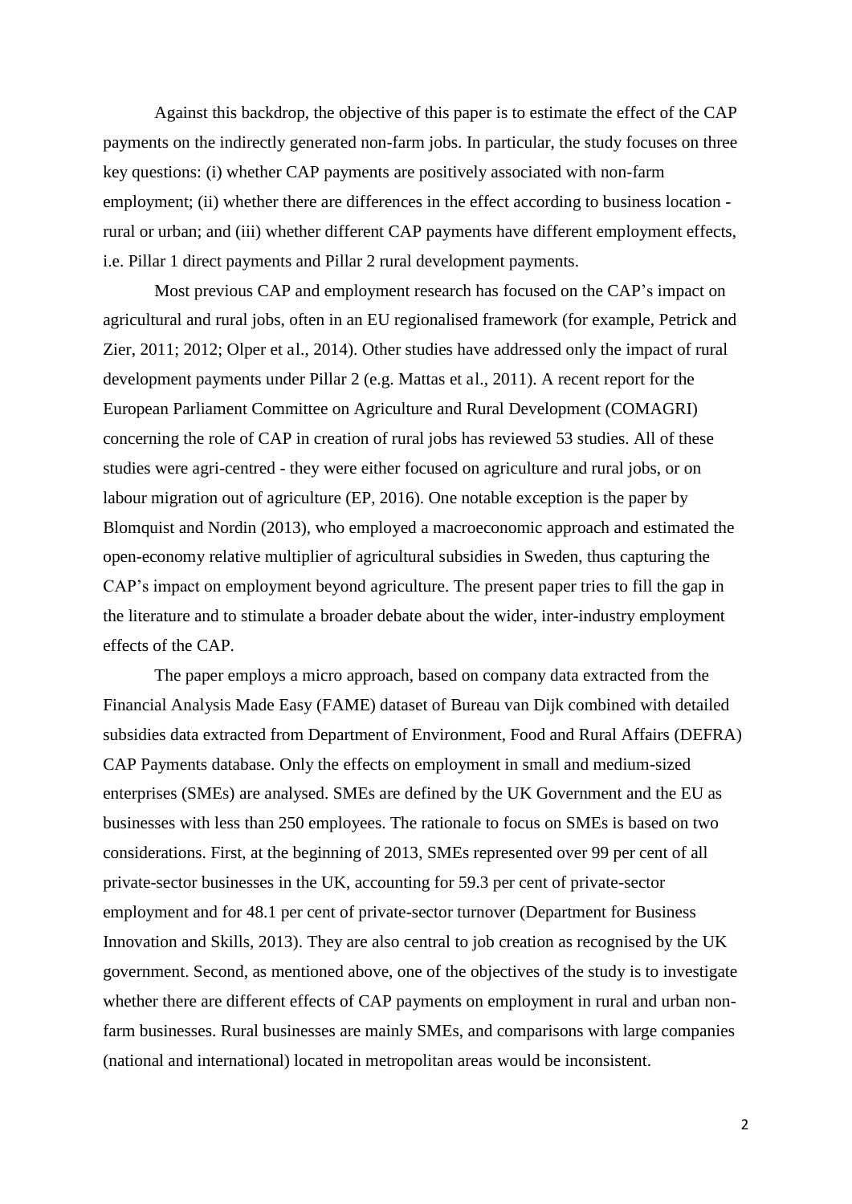Against this backdrop, the objective of this paper is to estimate the effect of the CAP payments on the indirectly generated non-farm jobs. In particular, the study focuses on three key questions: (i) whether CAP payments are positively associated with non-farm employment; (ii) whether there are differences in the effect according to business location - rural or urban; and (iii) whether different CAP payments have different employment effects, i.e. Pillar 1 direct payments and Pillar 2 rural development payments.

Most previous CAP and employment research has focused on the CAP's impact on agricultural and rural jobs, often in an EU regionalised framework (for example, Petrick and Zier, 2011; 2012; Olper et al., 2014). Other studies have addressed only the impact of rural development payments under Pillar 2 (e.g. Mattas et al., 2011). A recent report for the European Parliament Committee on Agriculture and Rural Development (COMAGRI) concerning the role of CAP in creation of rural jobs has reviewed 53 studies. All of these studies were agri-centred - they were either focused on agriculture and rural jobs, or on labour migration out of agriculture (EP, 2016). One notable exception is the paper by Blomquist and Nordin (2013), who employed a macroeconomic approach and estimated the open-economy relative multiplier of agricultural subsidies in Sweden, thus capturing the CAP's impact on employment beyond agriculture. The present paper tries to fill the gap in the literature and to stimulate a broader debate about the wider, inter-industry employment effects of the CAP.

The paper employs a micro approach, based on company data extracted from the Financial Analysis Made Easy (FAME) dataset of Bureau van Dijk combined with detailed subsidies data extracted from Department of Environment, Food and Rural Affairs (DEFRA) CAP Payments database. Only the effects on employment in small and medium-sized enterprises (SMEs) are analysed. SMEs are defined by the UK Government and the EU as businesses with less than 250 employees. The rationale to focus on SMEs is based on two considerations. First, at the beginning of 2013, SMEs represented over 99 per cent of all private-sector businesses in the UK, accounting for 59.3 per cent of private-sector employment and for 48.1 per cent of private-sector turnover (Department for Business Innovation and Skills, 2013). They are also central to job creation as recognised by the UK government. Second, as mentioned above, one of the objectives of the study is to investigate whether there are different effects of CAP payments on employment in rural and urban non-farm businesses. Rural businesses are mainly SMEs, and comparisons with large companies (national and international) located in metropolitan areas would be inconsistent.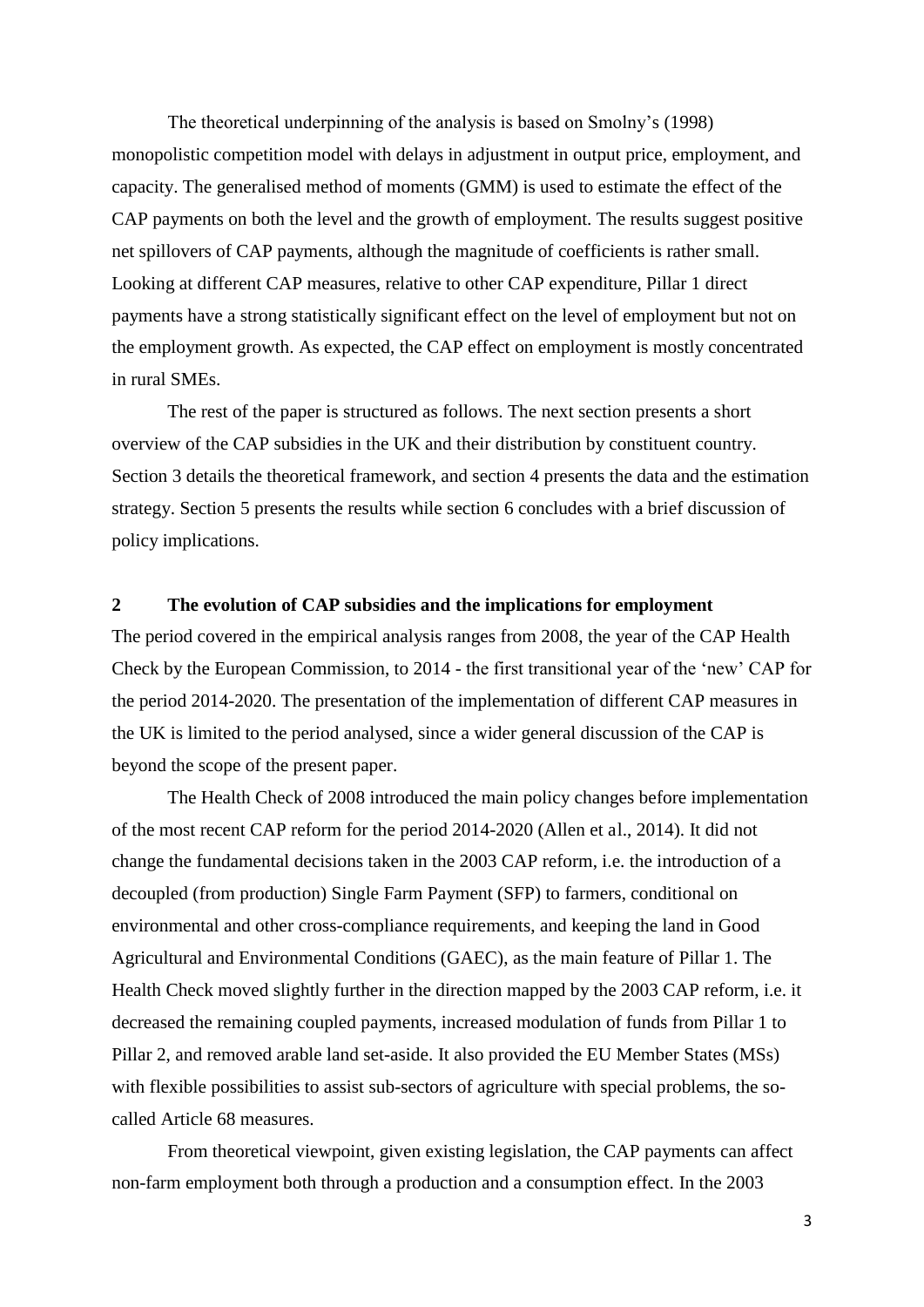The theoretical underpinning of the analysis is based on Smolny's (1998) monopolistic competition model with delays in adjustment in output price, employment, and capacity. The generalised method of moments (GMM) is used to estimate the effect of the CAP payments on both the level and the growth of employment. The results suggest positive net spillovers of CAP payments, although the magnitude of coefficients is rather small. Looking at different CAP measures, relative to other CAP expenditure, Pillar 1 direct payments have a strong statistically significant effect on the level of employment but not on the employment growth. As expected, the CAP effect on employment is mostly concentrated in rural SMEs.

The rest of the paper is structured as follows. The next section presents a short overview of the CAP subsidies in the UK and their distribution by constituent country. Section 3 details the theoretical framework, and section 4 presents the data and the estimation strategy. Section 5 presents the results while section 6 concludes with a brief discussion of policy implications.

## 2 The evolution of CAP subsidies and the implications for employment

The period covered in the empirical analysis ranges from 2008, the year of the CAP Health Check by the European Commission, to 2014 - the first transitional year of the 'new' CAP for the period 2014-2020. The presentation of the implementation of different CAP measures in the UK is limited to the period analysed, since a wider general discussion of the CAP is beyond the scope of the present paper.

The Health Check of 2008 introduced the main policy changes before implementation of the most recent CAP reform for the period 2014-2020 (Allen et al., 2014). It did not change the fundamental decisions taken in the 2003 CAP reform, i.e. the introduction of a decoupled (from production) Single Farm Payment (SFP) to farmers, conditional on environmental and other cross-compliance requirements, and keeping the land in Good Agricultural and Environmental Conditions (GAEC), as the main feature of Pillar 1. The Health Check moved slightly further in the direction mapped by the 2003 CAP reform, i.e. it decreased the remaining coupled payments, increased modulation of funds from Pillar 1 to Pillar 2, and removed arable land set-aside. It also provided the EU Member States (MSs) with flexible possibilities to assist sub-sectors of agriculture with special problems, the so-called Article 68 measures.

From theoretical viewpoint, given existing legislation, the CAP payments can affect non-farm employment both through a production and a consumption effect. In the 2003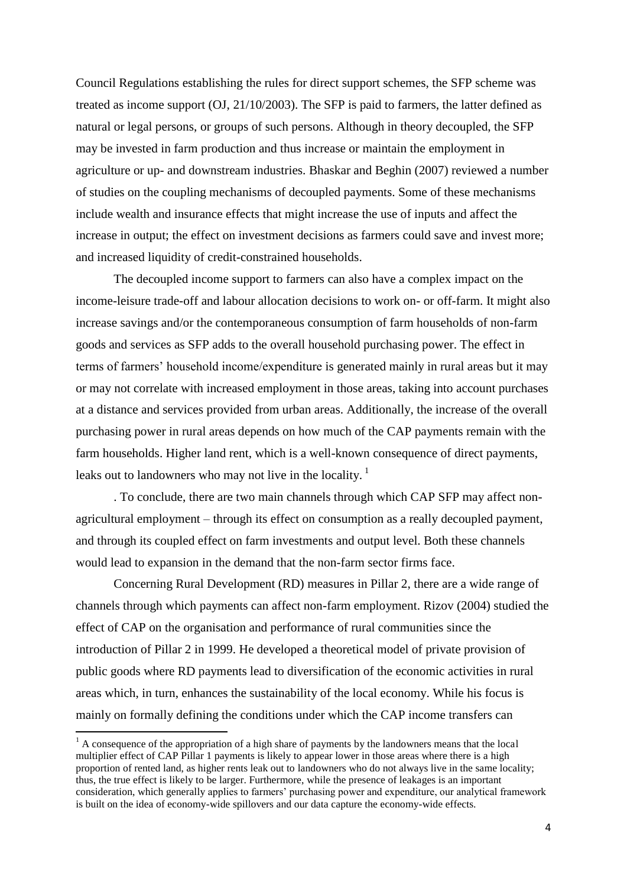Council Regulations establishing the rules for direct support schemes, the SFP scheme was treated as income support (OJ, 21/10/2003). The SFP is paid to farmers, the latter defined as natural or legal persons, or groups of such persons. Although in theory decoupled, the SFP may be invested in farm production and thus increase or maintain the employment in agriculture or up- and downstream industries. Bhaskar and Beghin (2007) reviewed a number of studies on the coupling mechanisms of decoupled payments. Some of these mechanisms include wealth and insurance effects that might increase the use of inputs and affect the increase in output; the effect on investment decisions as farmers could save and invest more; and increased liquidity of credit-constrained households.

The decoupled income support to farmers can also have a complex impact on the income-leisure trade-off and labour allocation decisions to work on- or off-farm. It might also increase savings and/or the contemporaneous consumption of farm households of non-farm goods and services as SFP adds to the overall household purchasing power. The effect in terms of farmers' household income/expenditure is generated mainly in rural areas but it may or may not correlate with increased employment in those areas, taking into account purchases at a distance and services provided from urban areas. Additionally, the increase of the overall purchasing power in rural areas depends on how much of the CAP payments remain with the farm households. Higher land rent, which is a well-known consequence of direct payments, leaks out to landowners who may not live in the locality. [1]

. To conclude, there are two main channels through which CAP SFP may affect non-agricultural employment – through its effect on consumption as a really decoupled payment, and through its coupled effect on farm investments and output level. Both these channels would lead to expansion in the demand that the non-farm sector firms face.

Concerning Rural Development (RD) measures in Pillar 2, there are a wide range of channels through which payments can affect non-farm employment. Rizov (2004) studied the effect of CAP on the organisation and performance of rural communities since the introduction of Pillar 2 in 1999. He developed a theoretical model of private provision of public goods where RD payments lead to diversification of the economic activities in rural areas which, in turn, enhances the sustainability of the local economy. While his focus is mainly on formally defining the conditions under which the CAP income transfers can

[1] A consequence of the appropriation of a high share of payments by the landowners means that the local multiplier effect of CAP Pillar 1 payments is likely to appear lower in those areas where there is a high proportion of rented land, as higher rents leak out to landowners who do not always live in the same locality; thus, the true effect is likely to be larger. Furthermore, while the presence of leakages is an important consideration, which generally applies to farmers' purchasing power and expenditure, our analytical framework is built on the idea of economy-wide spillovers and our data capture the economy-wide effects.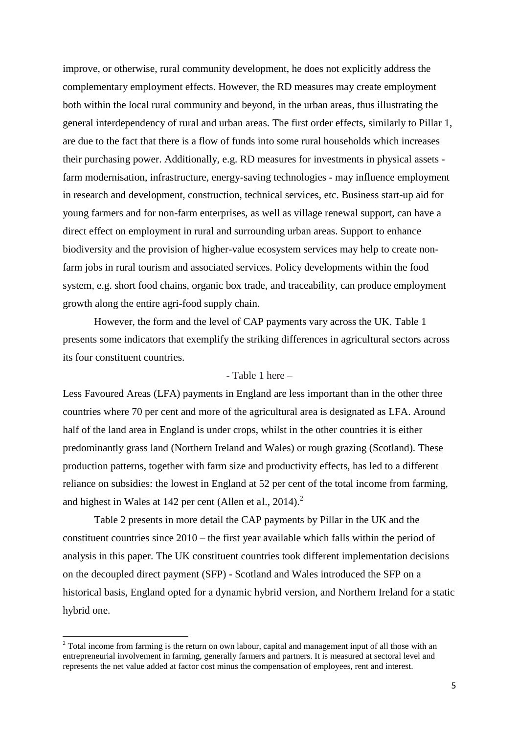improve, or otherwise, rural community development, he does not explicitly address the complementary employment effects. However, the RD measures may create employment both within the local rural community and beyond, in the urban areas, thus illustrating the general interdependency of rural and urban areas. The first order effects, similarly to Pillar 1, are due to the fact that there is a flow of funds into some rural households which increases their purchasing power. Additionally, e.g. RD measures for investments in physical assets - farm modernisation, infrastructure, energy-saving technologies - may influence employment in research and development, construction, technical services, etc. Business start-up aid for young farmers and for non-farm enterprises, as well as village renewal support, can have a direct effect on employment in rural and surrounding urban areas. Support to enhance biodiversity and the provision of higher-value ecosystem services may help to create non-farm jobs in rural tourism and associated services. Policy developments within the food system, e.g. short food chains, organic box trade, and traceability, can produce employment growth along the entire agri-food supply chain.

However, the form and the level of CAP payments vary across the UK. Table 1 presents some indicators that exemplify the striking differences in agricultural sectors across its four constituent countries.

- Table 1 here –

Less Favoured Areas (LFA) payments in England are less important than in the other three countries where 70 per cent and more of the agricultural area is designated as LFA. Around half of the land area in England is under crops, whilst in the other countries it is either predominantly grass land (Northern Ireland and Wales) or rough grazing (Scotland). These production patterns, together with farm size and productivity effects, has led to a different reliance on subsidies: the lowest in England at 52 per cent of the total income from farming, and highest in Wales at 142 per cent (Allen et al., 2014).[2]

Table 2 presents in more detail the CAP payments by Pillar in the UK and the constituent countries since 2010 – the first year available which falls within the period of analysis in this paper. The UK constituent countries took different implementation decisions on the decoupled direct payment (SFP) - Scotland and Wales introduced the SFP on a historical basis, England opted for a dynamic hybrid version, and Northern Ireland for a static hybrid one.

[2] Total income from farming is the return on own labour, capital and management input of all those with an entrepreneurial involvement in farming, generally farmers and partners. It is measured at sectoral level and represents the net value added at factor cost minus the compensation of employees, rent and interest.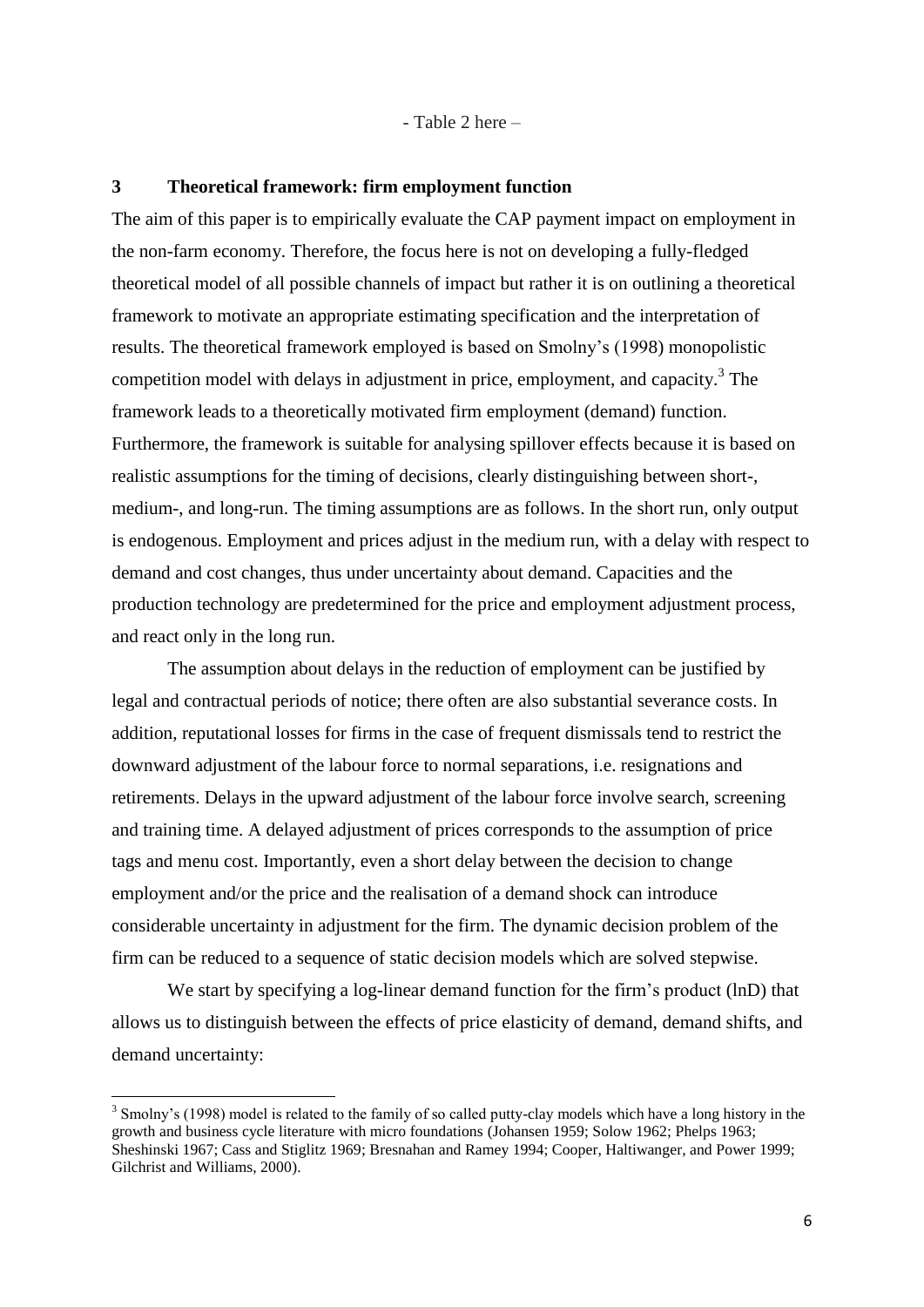- Table 2 here –

## 3 Theoretical framework: firm employment function

The aim of this paper is to empirically evaluate the CAP payment impact on employment in the non-farm economy. Therefore, the focus here is not on developing a fully-fledged theoretical model of all possible channels of impact but rather it is on outlining a theoretical framework to motivate an appropriate estimating specification and the interpretation of results. The theoretical framework employed is based on Smolny's (1998) monopolistic competition model with delays in adjustment in price, employment, and capacity.[3] The framework leads to a theoretically motivated firm employment (demand) function. Furthermore, the framework is suitable for analysing spillover effects because it is based on realistic assumptions for the timing of decisions, clearly distinguishing between short-, medium-, and long-run. The timing assumptions are as follows. In the short run, only output is endogenous. Employment and prices adjust in the medium run, with a delay with respect to demand and cost changes, thus under uncertainty about demand. Capacities and the production technology are predetermined for the price and employment adjustment process, and react only in the long run.

The assumption about delays in the reduction of employment can be justified by legal and contractual periods of notice; there often are also substantial severance costs. In addition, reputational losses for firms in the case of frequent dismissals tend to restrict the downward adjustment of the labour force to normal separations, i.e. resignations and retirements. Delays in the upward adjustment of the labour force involve search, screening and training time. A delayed adjustment of prices corresponds to the assumption of price tags and menu cost. Importantly, even a short delay between the decision to change employment and/or the price and the realisation of a demand shock can introduce considerable uncertainty in adjustment for the firm. The dynamic decision problem of the firm can be reduced to a sequence of static decision models which are solved stepwise.

We start by specifying a log-linear demand function for the firm's product (lnD) that allows us to distinguish between the effects of price elasticity of demand, demand shifts, and demand uncertainty:

[3] Smolny's (1998) model is related to the family of so called putty-clay models which have a long history in the growth and business cycle literature with micro foundations (Johansen 1959; Solow 1962; Phelps 1963; Sheshinski 1967; Cass and Stiglitz 1969; Bresnahan and Ramey 1994; Cooper, Haltiwanger, and Power 1999; Gilchrist and Williams, 2000).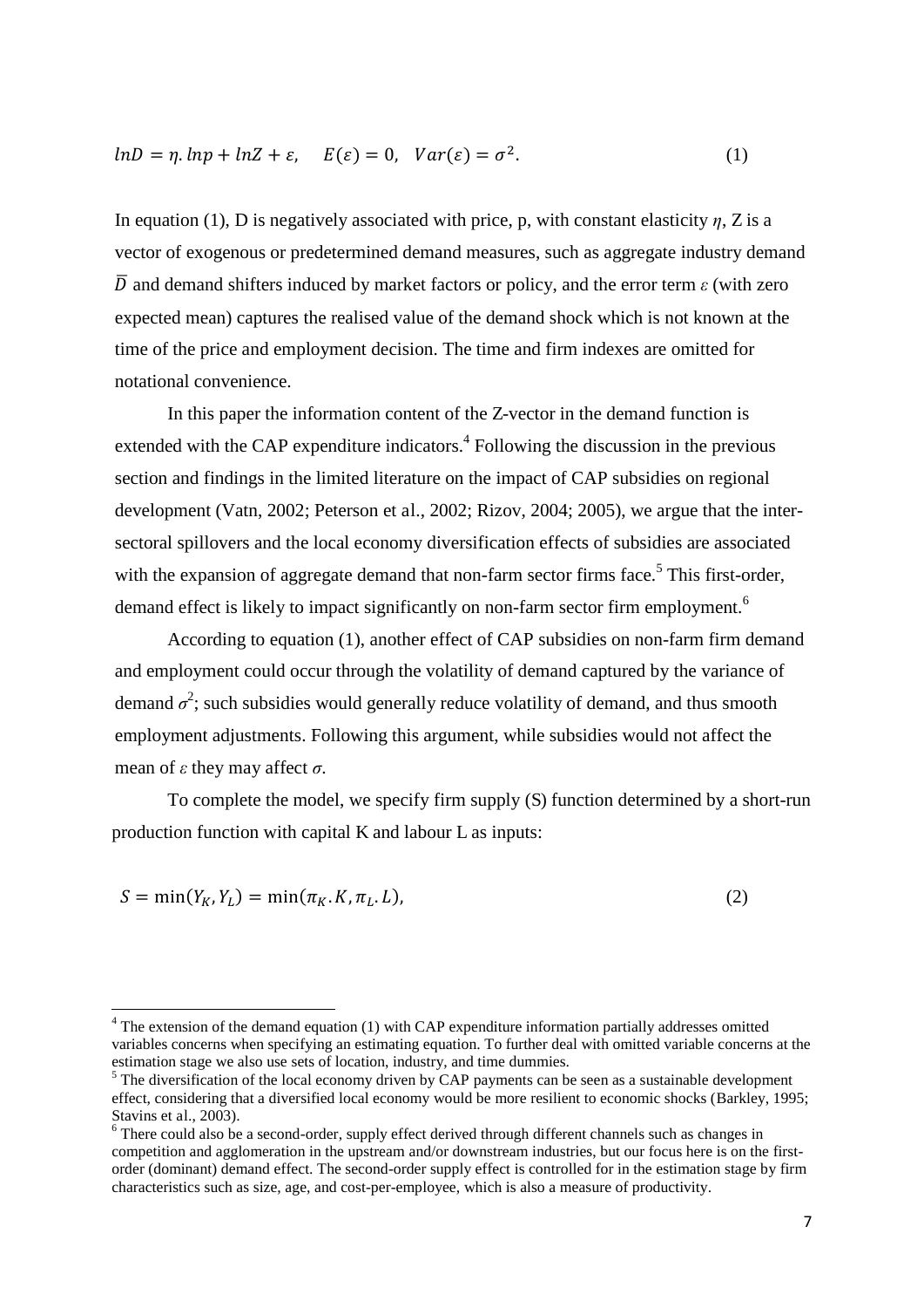$$lnD = \eta . lnp + lnZ + \varepsilon, \quad E(\varepsilon) = 0, \quad Var(\varepsilon) = \sigma^2. \tag{1}$$

In equation (1), D is negatively associated with price, p, with constant elasticity $\eta$, Z is a vector of exogenous or predetermined demand measures, such as aggregate industry demand $\bar{D}$ and demand shifters induced by market factors or policy, and the error term $\varepsilon$ (with zero expected mean) captures the realised value of the demand shock which is not known at the time of the price and employment decision. The time and firm indexes are omitted for notational convenience.

In this paper the information content of the Z-vector in the demand function is extended with the CAP expenditure indicators.[4] Following the discussion in the previous section and findings in the limited literature on the impact of CAP subsidies on regional development (Vatn, 2002; Peterson et al., 2002; Rizov, 2004; 2005), we argue that the inter-sectoral spillovers and the local economy diversification effects of subsidies are associated with the expansion of aggregate demand that non-farm sector firms face.[5] This first-order, demand effect is likely to impact significantly on non-farm sector firm employment.[6]

According to equation (1), another effect of CAP subsidies on non-farm firm demand and employment could occur through the volatility of demand captured by the variance of demand $\sigma^2$; such subsidies would generally reduce volatility of demand, and thus smooth employment adjustments. Following this argument, while subsidies would not affect the mean of $\varepsilon$ they may affect $\sigma$.

To complete the model, we specify firm supply (S) function determined by a short-run production function with capital K and labour L as inputs:

$$S = \min(Y_K, Y_L) = \min(\pi_K . K, \pi_L . L), \tag{2}$$

[4] The extension of the demand equation (1) with CAP expenditure information partially addresses omitted variables concerns when specifying an estimating equation. To further deal with omitted variable concerns at the estimation stage we also use sets of location, industry, and time dummies.

[5] The diversification of the local economy driven by CAP payments can be seen as a sustainable development effect, considering that a diversified local economy would be more resilient to economic shocks (Barkley, 1995; Stavins et al., 2003).

[6] There could also be a second-order, supply effect derived through different channels such as changes in competition and agglomeration in the upstream and/or downstream industries, but our focus here is on the first-order (dominant) demand effect. The second-order supply effect is controlled for in the estimation stage by firm characteristics such as size, age, and cost-per-employee, which is also a measure of productivity.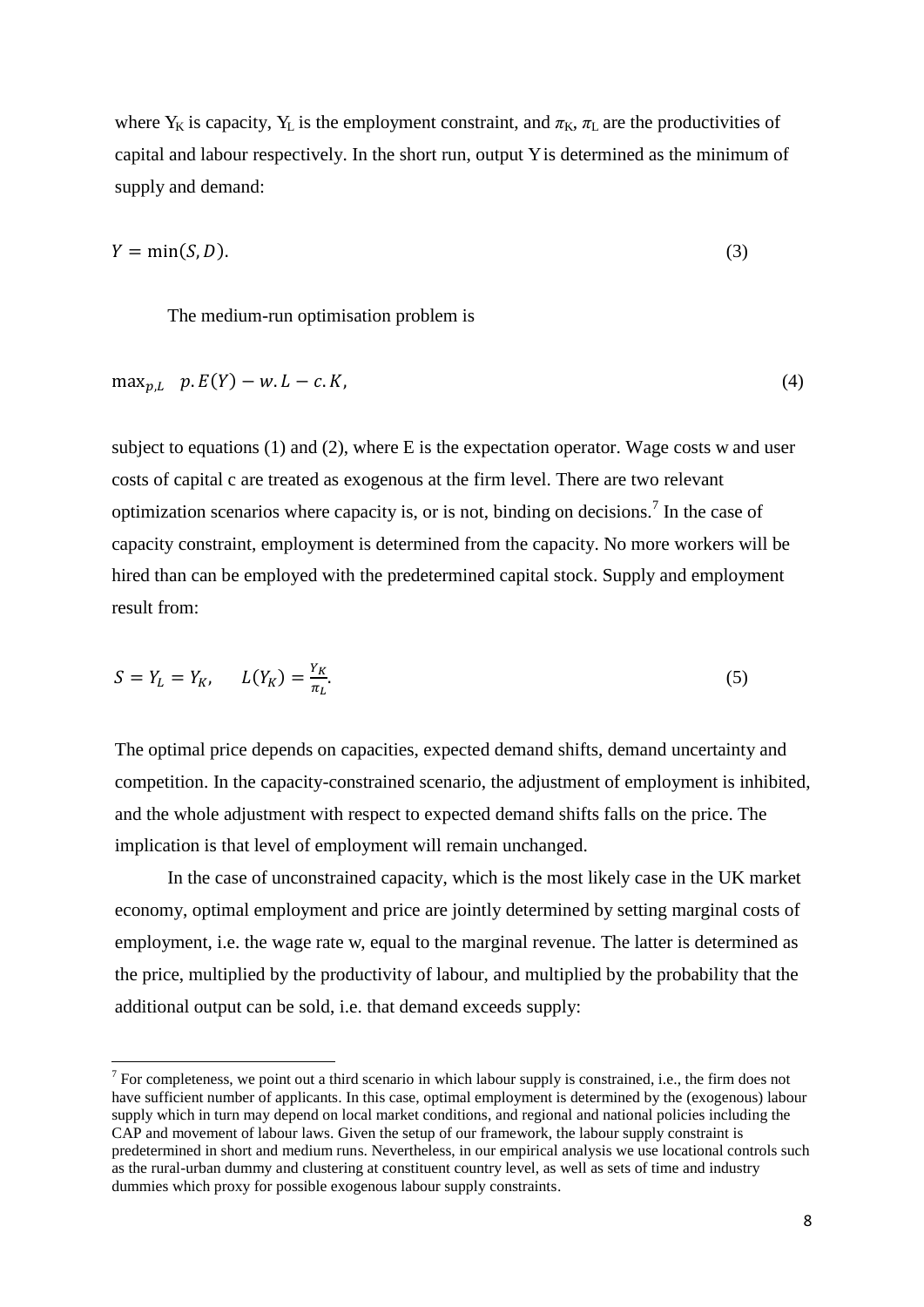where $Y_K$ is capacity, $Y_L$ is the employment constraint, and $\pi_K$, $\pi_L$ are the productivities of capital and labour respectively. In the short run, output Y is determined as the minimum of supply and demand:

$$Y = \min(S, D). \tag{3}$$

The medium-run optimisation problem is

$$\max_{p,L} \quad p.E(Y) - w.L - c.K, \tag{4}$$

subject to equations (1) and (2), where E is the expectation operator. Wage costs w and user costs of capital c are treated as exogenous at the firm level. There are two relevant optimization scenarios where capacity is, or is not, binding on decisions.[7] In the case of capacity constraint, employment is determined from the capacity. No more workers will be hired than can be employed with the predetermined capital stock. Supply and employment result from:

$$S = Y_L = Y_K, \quad L(Y_K) = \frac{Y_K}{\pi_L}. \tag{5}$$

The optimal price depends on capacities, expected demand shifts, demand uncertainty and competition. In the capacity-constrained scenario, the adjustment of employment is inhibited, and the whole adjustment with respect to expected demand shifts falls on the price. The implication is that level of employment will remain unchanged.

In the case of unconstrained capacity, which is the most likely case in the UK market economy, optimal employment and price are jointly determined by setting marginal costs of employment, i.e. the wage rate w, equal to the marginal revenue. The latter is determined as the price, multiplied by the productivity of labour, and multiplied by the probability that the additional output can be sold, i.e. that demand exceeds supply:

[7] For completeness, we point out a third scenario in which labour supply is constrained, i.e., the firm does not have sufficient number of applicants. In this case, optimal employment is determined by the (exogenous) labour supply which in turn may depend on local market conditions, and regional and national policies including the CAP and movement of labour laws. Given the setup of our framework, the labour supply constraint is predetermined in short and medium runs. Nevertheless, in our empirical analysis we use locational controls such as the rural-urban dummy and clustering at constituent country level, as well as sets of time and industry dummies which proxy for possible exogenous labour supply constraints.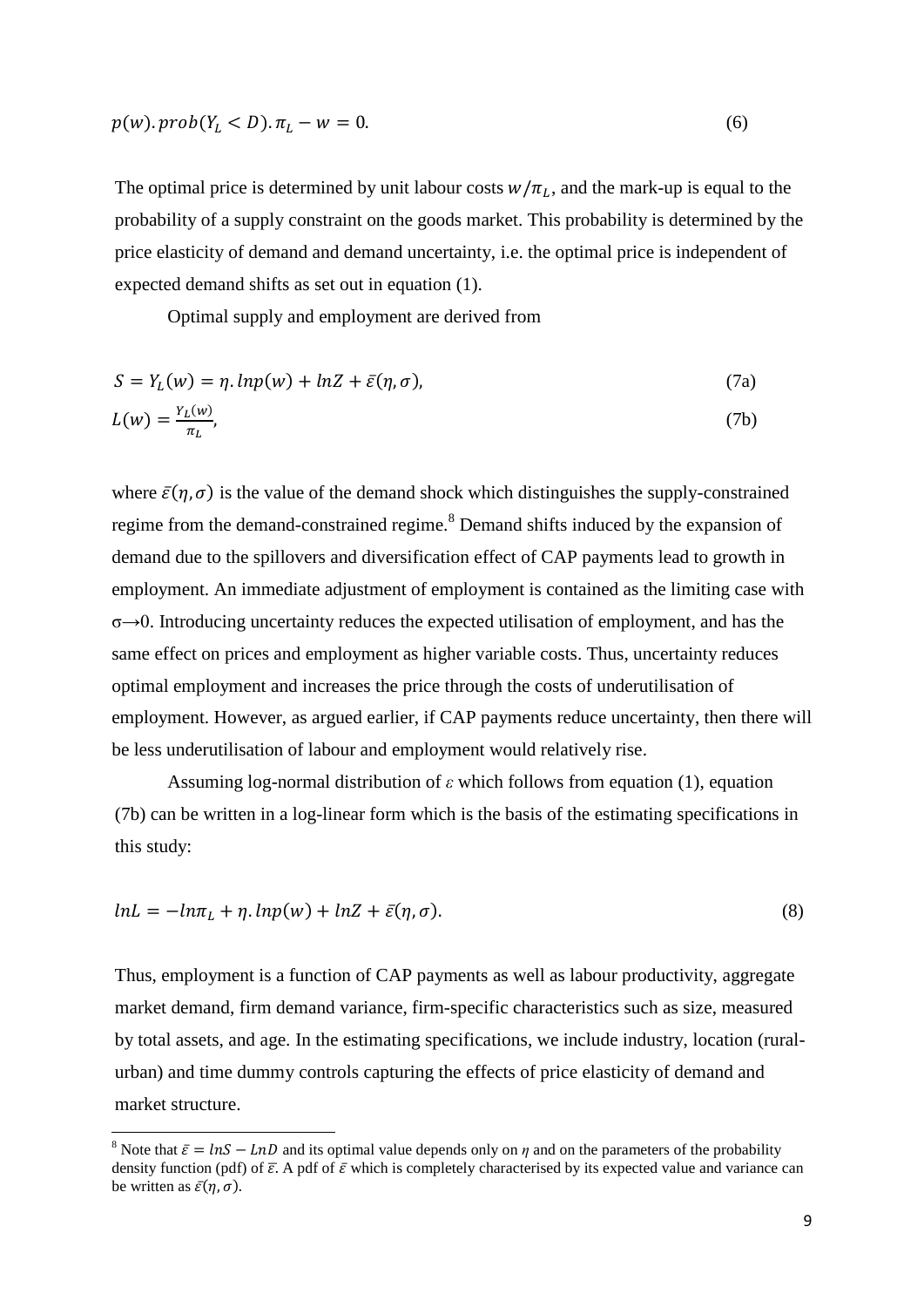$$p(w).prob(Y_L < D).\pi_L - w = 0. \tag{6}$$

The optimal price is determined by unit labour costs $w/\pi_L$, and the mark-up is equal to the probability of a supply constraint on the goods market. This probability is determined by the price elasticity of demand and demand uncertainty, i.e. the optimal price is independent of expected demand shifts as set out in equation (1).

Optimal supply and employment are derived from

$$S = Y_L(w) = \eta.\,lnp(w) + lnZ + \bar{\varepsilon}(\eta, \sigma), \tag{7a}$$

$$L(w) = \frac{Y_L(w)}{\pi_L}, \tag{7b}$$

where $\bar{\varepsilon}(\eta, \sigma)$ is the value of the demand shock which distinguishes the supply-constrained regime from the demand-constrained regime.[8] Demand shifts induced by the expansion of demand due to the spillovers and diversification effect of CAP payments lead to growth in employment. An immediate adjustment of employment is contained as the limiting case with $\sigma \rightarrow 0$. Introducing uncertainty reduces the expected utilisation of employment, and has the same effect on prices and employment as higher variable costs. Thus, uncertainty reduces optimal employment and increases the price through the costs of underutilisation of employment. However, as argued earlier, if CAP payments reduce uncertainty, then there will be less underutilisation of labour and employment would relatively rise.

Assuming log-normal distribution of $\varepsilon$ which follows from equation (1), equation (7b) can be written in a log-linear form which is the basis of the estimating specifications in this study:

$$lnL = -ln\pi_L + \eta.\,lnp(w) + lnZ + \bar{\varepsilon}(\eta, \sigma). \tag{8}$$

Thus, employment is a function of CAP payments as well as labour productivity, aggregate market demand, firm demand variance, firm-specific characteristics such as size, measured by total assets, and age. In the estimating specifications, we include industry, location (rural-urban) and time dummy controls capturing the effects of price elasticity of demand and market structure.

---

[8] Note that $\bar{\varepsilon} = lnS - LnD$ and its optimal value depends only on $\eta$ and on the parameters of the probability density function (pdf) of $\bar{\varepsilon}$. A pdf of $\bar{\varepsilon}$ which is completely characterised by its expected value and variance can be written as $\bar{\varepsilon}(\eta, \sigma)$.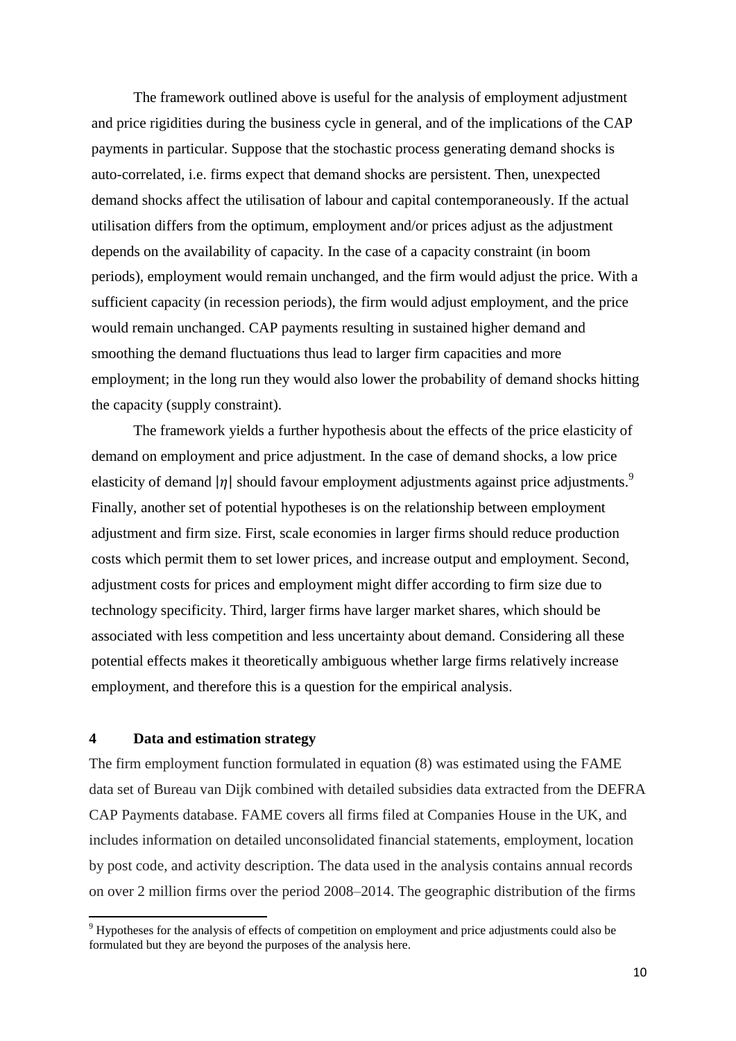The framework outlined above is useful for the analysis of employment adjustment and price rigidities during the business cycle in general, and of the implications of the CAP payments in particular. Suppose that the stochastic process generating demand shocks is auto-correlated, i.e. firms expect that demand shocks are persistent. Then, unexpected demand shocks affect the utilisation of labour and capital contemporaneously. If the actual utilisation differs from the optimum, employment and/or prices adjust as the adjustment depends on the availability of capacity. In the case of a capacity constraint (in boom periods), employment would remain unchanged, and the firm would adjust the price. With a sufficient capacity (in recession periods), the firm would adjust employment, and the price would remain unchanged. CAP payments resulting in sustained higher demand and smoothing the demand fluctuations thus lead to larger firm capacities and more employment; in the long run they would also lower the probability of demand shocks hitting the capacity (supply constraint).

The framework yields a further hypothesis about the effects of the price elasticity of demand on employment and price adjustment. In the case of demand shocks, a low price elasticity of demand $|\eta|$ should favour employment adjustments against price adjustments.[9] Finally, another set of potential hypotheses is on the relationship between employment adjustment and firm size. First, scale economies in larger firms should reduce production costs which permit them to set lower prices, and increase output and employment. Second, adjustment costs for prices and employment might differ according to firm size due to technology specificity. Third, larger firms have larger market shares, which should be associated with less competition and less uncertainty about demand. Considering all these potential effects makes it theoretically ambiguous whether large firms relatively increase employment, and therefore this is a question for the empirical analysis.

## 4 Data and estimation strategy

The firm employment function formulated in equation (8) was estimated using the FAME data set of Bureau van Dijk combined with detailed subsidies data extracted from the DEFRA CAP Payments database. FAME covers all firms filed at Companies House in the UK, and includes information on detailed unconsolidated financial statements, employment, location by post code, and activity description. The data used in the analysis contains annual records on over 2 million firms over the period 2008–2014. The geographic distribution of the firms

[9] Hypotheses for the analysis of effects of competition on employment and price adjustments could also be formulated but they are beyond the purposes of the analysis here.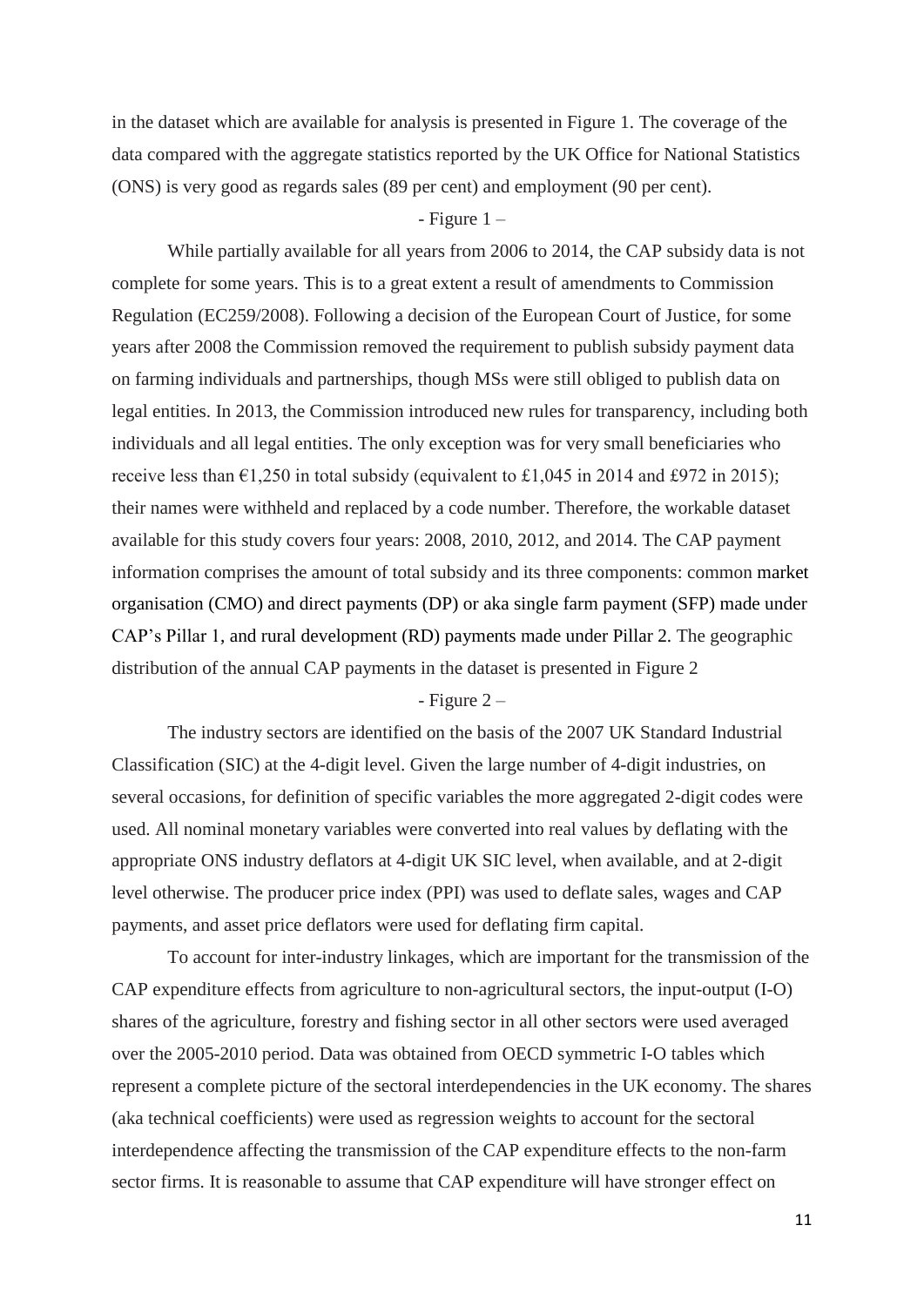in the dataset which are available for analysis is presented in Figure 1. The coverage of the data compared with the aggregate statistics reported by the UK Office for National Statistics (ONS) is very good as regards sales (89 per cent) and employment (90 per cent).

- Figure 1 –

While partially available for all years from 2006 to 2014, the CAP subsidy data is not complete for some years. This is to a great extent a result of amendments to Commission Regulation (EC259/2008). Following a decision of the European Court of Justice, for some years after 2008 the Commission removed the requirement to publish subsidy payment data on farming individuals and partnerships, though MSs were still obliged to publish data on legal entities. In 2013, the Commission introduced new rules for transparency, including both individuals and all legal entities. The only exception was for very small beneficiaries who receive less than €1,250 in total subsidy (equivalent to £1,045 in 2014 and £972 in 2015); their names were withheld and replaced by a code number. Therefore, the workable dataset available for this study covers four years: 2008, 2010, 2012, and 2014. The CAP payment information comprises the amount of total subsidy and its three components: common market organisation (CMO) and direct payments (DP) or aka single farm payment (SFP) made under CAP's Pillar 1, and rural development (RD) payments made under Pillar 2. The geographic distribution of the annual CAP payments in the dataset is presented in Figure 2

- Figure 2 –

The industry sectors are identified on the basis of the 2007 UK Standard Industrial Classification (SIC) at the 4-digit level. Given the large number of 4-digit industries, on several occasions, for definition of specific variables the more aggregated 2-digit codes were used. All nominal monetary variables were converted into real values by deflating with the appropriate ONS industry deflators at 4-digit UK SIC level, when available, and at 2-digit level otherwise. The producer price index (PPI) was used to deflate sales, wages and CAP payments, and asset price deflators were used for deflating firm capital.

To account for inter-industry linkages, which are important for the transmission of the CAP expenditure effects from agriculture to non-agricultural sectors, the input-output (I-O) shares of the agriculture, forestry and fishing sector in all other sectors were used averaged over the 2005-2010 period. Data was obtained from OECD symmetric I-O tables which represent a complete picture of the sectoral interdependencies in the UK economy. The shares (aka technical coefficients) were used as regression weights to account for the sectoral interdependence affecting the transmission of the CAP expenditure effects to the non-farm sector firms. It is reasonable to assume that CAP expenditure will have stronger effect on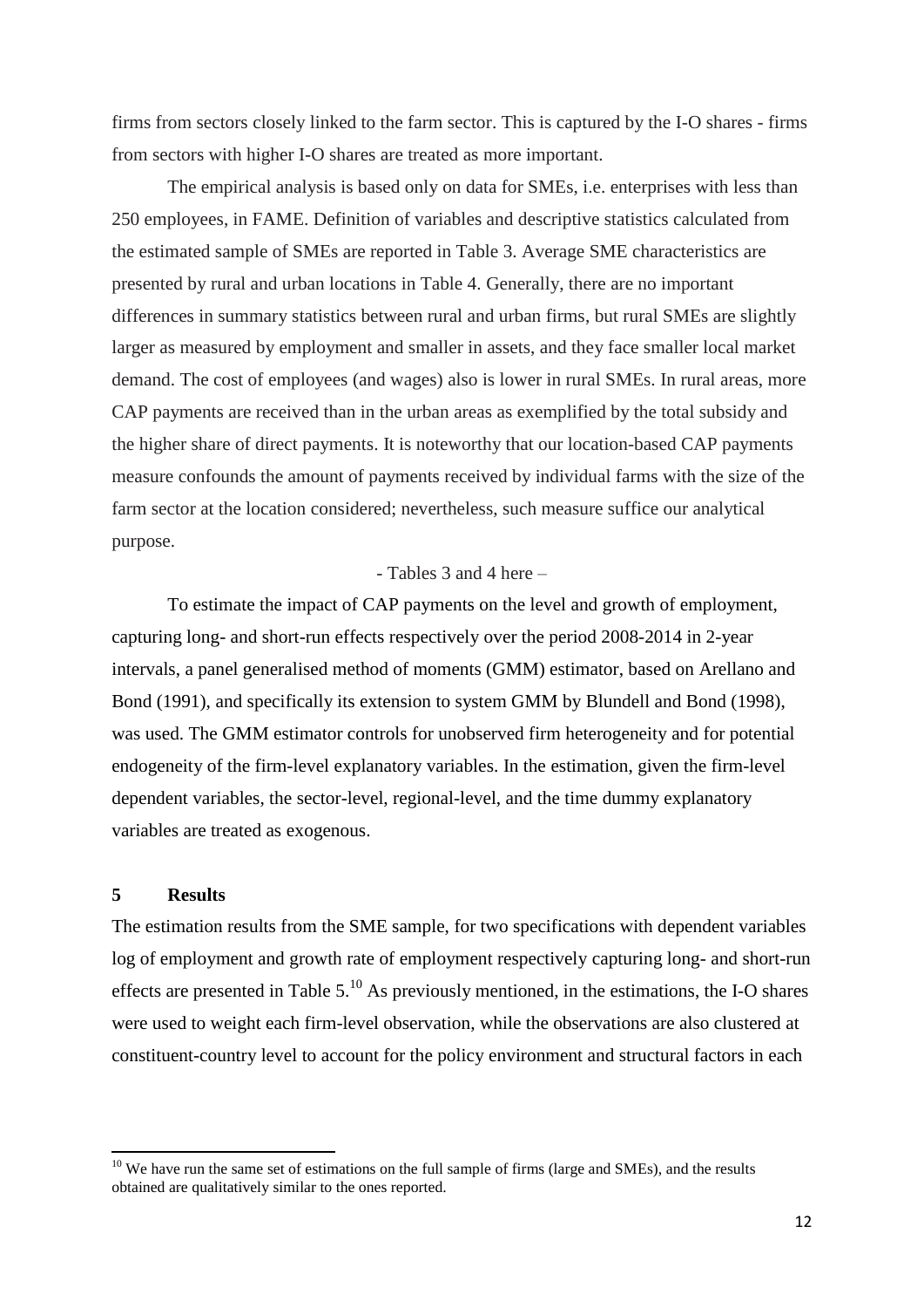firms from sectors closely linked to the farm sector. This is captured by the I-O shares - firms from sectors with higher I-O shares are treated as more important.

The empirical analysis is based only on data for SMEs, i.e. enterprises with less than 250 employees, in FAME. Definition of variables and descriptive statistics calculated from the estimated sample of SMEs are reported in Table 3. Average SME characteristics are presented by rural and urban locations in Table 4. Generally, there are no important differences in summary statistics between rural and urban firms, but rural SMEs are slightly larger as measured by employment and smaller in assets, and they face smaller local market demand. The cost of employees (and wages) also is lower in rural SMEs. In rural areas, more CAP payments are received than in the urban areas as exemplified by the total subsidy and the higher share of direct payments. It is noteworthy that our location-based CAP payments measure confounds the amount of payments received by individual farms with the size of the farm sector at the location considered; nevertheless, such measure suffice our analytical purpose.

- Tables 3 and 4 here –

To estimate the impact of CAP payments on the level and growth of employment, capturing long- and short-run effects respectively over the period 2008-2014 in 2-year intervals, a panel generalised method of moments (GMM) estimator, based on Arellano and Bond (1991), and specifically its extension to system GMM by Blundell and Bond (1998), was used. The GMM estimator controls for unobserved firm heterogeneity and for potential endogeneity of the firm-level explanatory variables. In the estimation, given the firm-level dependent variables, the sector-level, regional-level, and the time dummy explanatory variables are treated as exogenous.

## 5 Results

The estimation results from the SME sample, for two specifications with dependent variables log of employment and growth rate of employment respectively capturing long- and short-run effects are presented in Table 5.[10] As previously mentioned, in the estimations, the I-O shares were used to weight each firm-level observation, while the observations are also clustered at constituent-country level to account for the policy environment and structural factors in each

[10] We have run the same set of estimations on the full sample of firms (large and SMEs), and the results obtained are qualitatively similar to the ones reported.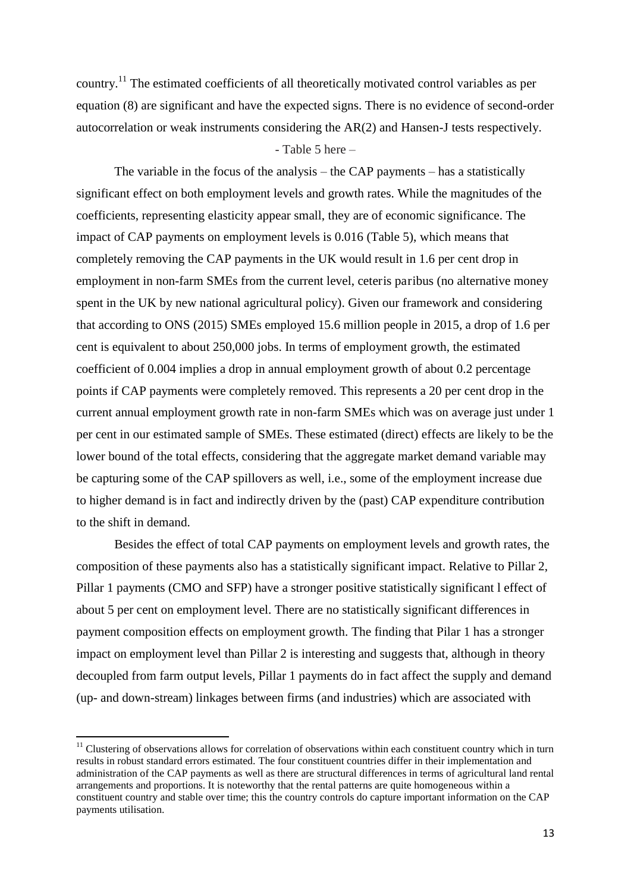country.[11] The estimated coefficients of all theoretically motivated control variables as per equation (8) are significant and have the expected signs. There is no evidence of second-order autocorrelation or weak instruments considering the AR(2) and Hansen-J tests respectively.

- Table 5 here –

The variable in the focus of the analysis – the CAP payments – has a statistically significant effect on both employment levels and growth rates. While the magnitudes of the coefficients, representing elasticity appear small, they are of economic significance. The impact of CAP payments on employment levels is 0.016 (Table 5), which means that completely removing the CAP payments in the UK would result in 1.6 per cent drop in employment in non-farm SMEs from the current level, ceteris paribus (no alternative money spent in the UK by new national agricultural policy). Given our framework and considering that according to ONS (2015) SMEs employed 15.6 million people in 2015, a drop of 1.6 per cent is equivalent to about 250,000 jobs. In terms of employment growth, the estimated coefficient of 0.004 implies a drop in annual employment growth of about 0.2 percentage points if CAP payments were completely removed. This represents a 20 per cent drop in the current annual employment growth rate in non-farm SMEs which was on average just under 1 per cent in our estimated sample of SMEs. These estimated (direct) effects are likely to be the lower bound of the total effects, considering that the aggregate market demand variable may be capturing some of the CAP spillovers as well, i.e., some of the employment increase due to higher demand is in fact and indirectly driven by the (past) CAP expenditure contribution to the shift in demand.

Besides the effect of total CAP payments on employment levels and growth rates, the composition of these payments also has a statistically significant impact. Relative to Pillar 2, Pillar 1 payments (CMO and SFP) have a stronger positive statistically significant l effect of about 5 per cent on employment level. There are no statistically significant differences in payment composition effects on employment growth. The finding that Pilar 1 has a stronger impact on employment level than Pillar 2 is interesting and suggests that, although in theory decoupled from farm output levels, Pillar 1 payments do in fact affect the supply and demand (up- and down-stream) linkages between firms (and industries) which are associated with

[11] Clustering of observations allows for correlation of observations within each constituent country which in turn results in robust standard errors estimated. The four constituent countries differ in their implementation and administration of the CAP payments as well as there are structural differences in terms of agricultural land rental arrangements and proportions. It is noteworthy that the rental patterns are quite homogeneous within a constituent country and stable over time; this the country controls do capture important information on the CAP payments utilisation.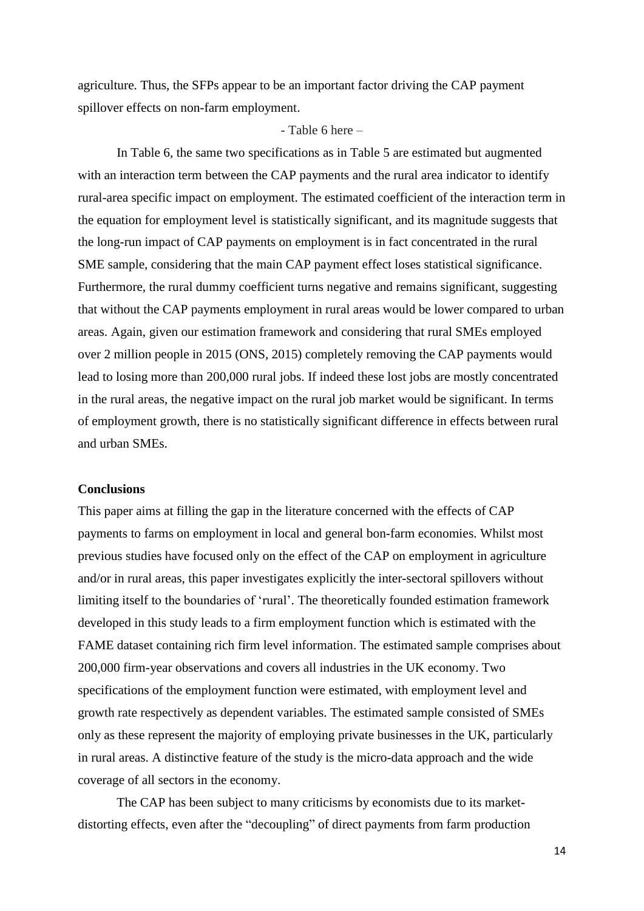agriculture. Thus, the SFPs appear to be an important factor driving the CAP payment spillover effects on non-farm employment.

- Table 6 here –

In Table 6, the same two specifications as in Table 5 are estimated but augmented with an interaction term between the CAP payments and the rural area indicator to identify rural-area specific impact on employment. The estimated coefficient of the interaction term in the equation for employment level is statistically significant, and its magnitude suggests that the long-run impact of CAP payments on employment is in fact concentrated in the rural SME sample, considering that the main CAP payment effect loses statistical significance. Furthermore, the rural dummy coefficient turns negative and remains significant, suggesting that without the CAP payments employment in rural areas would be lower compared to urban areas. Again, given our estimation framework and considering that rural SMEs employed over 2 million people in 2015 (ONS, 2015) completely removing the CAP payments would lead to losing more than 200,000 rural jobs. If indeed these lost jobs are mostly concentrated in the rural areas, the negative impact on the rural job market would be significant. In terms of employment growth, there is no statistically significant difference in effects between rural and urban SMEs.

## Conclusions

This paper aims at filling the gap in the literature concerned with the effects of CAP payments to farms on employment in local and general bon-farm economies. Whilst most previous studies have focused only on the effect of the CAP on employment in agriculture and/or in rural areas, this paper investigates explicitly the inter-sectoral spillovers without limiting itself to the boundaries of 'rural'. The theoretically founded estimation framework developed in this study leads to a firm employment function which is estimated with the FAME dataset containing rich firm level information. The estimated sample comprises about 200,000 firm-year observations and covers all industries in the UK economy. Two specifications of the employment function were estimated, with employment level and growth rate respectively as dependent variables. The estimated sample consisted of SMEs only as these represent the majority of employing private businesses in the UK, particularly in rural areas. A distinctive feature of the study is the micro-data approach and the wide coverage of all sectors in the economy.

The CAP has been subject to many criticisms by economists due to its market-distorting effects, even after the "decoupling" of direct payments from farm production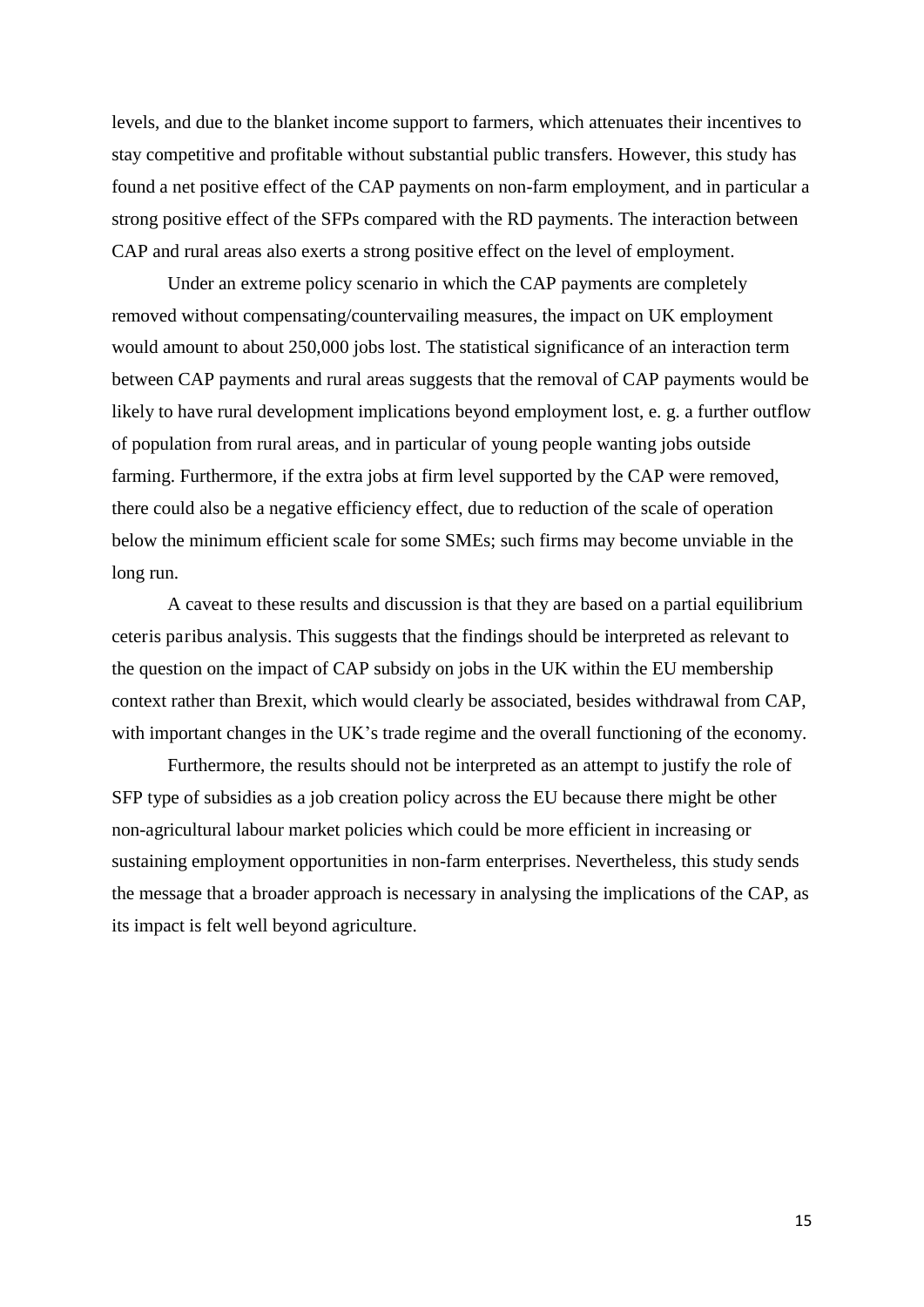levels, and due to the blanket income support to farmers, which attenuates their incentives to stay competitive and profitable without substantial public transfers. However, this study has found a net positive effect of the CAP payments on non-farm employment, and in particular a strong positive effect of the SFPs compared with the RD payments. The interaction between CAP and rural areas also exerts a strong positive effect on the level of employment.

Under an extreme policy scenario in which the CAP payments are completely removed without compensating/countervailing measures, the impact on UK employment would amount to about 250,000 jobs lost. The statistical significance of an interaction term between CAP payments and rural areas suggests that the removal of CAP payments would be likely to have rural development implications beyond employment lost, e. g. a further outflow of population from rural areas, and in particular of young people wanting jobs outside farming. Furthermore, if the extra jobs at firm level supported by the CAP were removed, there could also be a negative efficiency effect, due to reduction of the scale of operation below the minimum efficient scale for some SMEs; such firms may become unviable in the long run.

A caveat to these results and discussion is that they are based on a partial equilibrium ceteris paribus analysis. This suggests that the findings should be interpreted as relevant to the question on the impact of CAP subsidy on jobs in the UK within the EU membership context rather than Brexit, which would clearly be associated, besides withdrawal from CAP, with important changes in the UK's trade regime and the overall functioning of the economy.

Furthermore, the results should not be interpreted as an attempt to justify the role of SFP type of subsidies as a job creation policy across the EU because there might be other non-agricultural labour market policies which could be more efficient in increasing or sustaining employment opportunities in non-farm enterprises. Nevertheless, this study sends the message that a broader approach is necessary in analysing the implications of the CAP, as its impact is felt well beyond agriculture.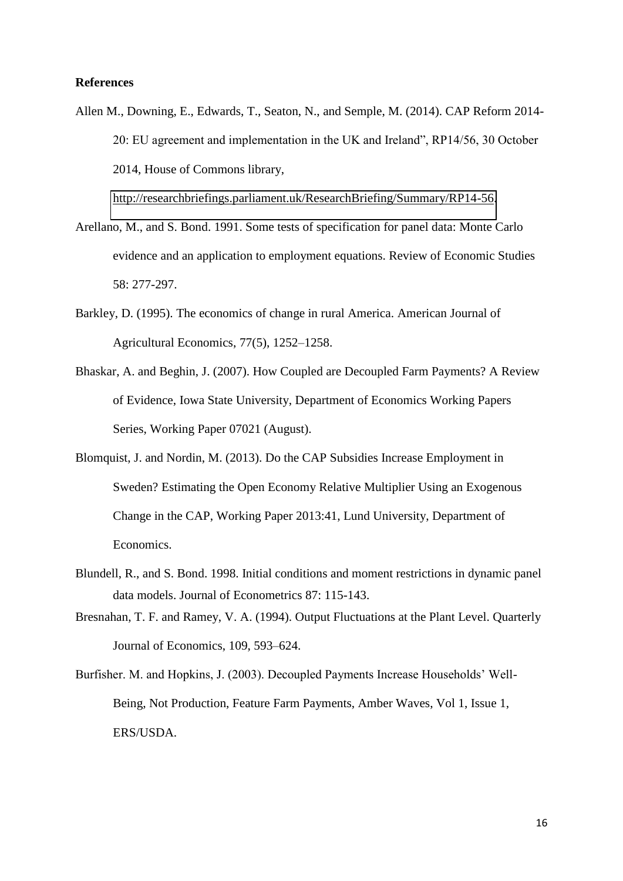**References**

Allen M., Downing, E., Edwards, T., Seaton, N., and Semple, M. (2014). CAP Reform 2014-20: EU agreement and implementation in the UK and Ireland", RP14/56, 30 October 2014, House of Commons library, http://researchbriefings.parliament.uk/ResearchBriefing/Summary/RP14-56.

Arellano, M., and S. Bond. 1991. Some tests of specification for panel data: Monte Carlo evidence and an application to employment equations. Review of Economic Studies 58: 277-297.

Barkley, D. (1995). The economics of change in rural America. American Journal of Agricultural Economics, 77(5), 1252–1258.

Bhaskar, A. and Beghin, J. (2007). How Coupled are Decoupled Farm Payments? A Review of Evidence, Iowa State University, Department of Economics Working Papers Series, Working Paper 07021 (August).

Blomquist, J. and Nordin, M. (2013). Do the CAP Subsidies Increase Employment in Sweden? Estimating the Open Economy Relative Multiplier Using an Exogenous Change in the CAP, Working Paper 2013:41, Lund University, Department of Economics.

Blundell, R., and S. Bond. 1998. Initial conditions and moment restrictions in dynamic panel data models. Journal of Econometrics 87: 115-143.

Bresnahan, T. F. and Ramey, V. A. (1994). Output Fluctuations at the Plant Level. Quarterly Journal of Economics, 109, 593–624.

Burfisher. M. and Hopkins, J. (2003). Decoupled Payments Increase Households' Well-Being, Not Production, Feature Farm Payments, Amber Waves, Vol 1, Issue 1, ERS/USDA.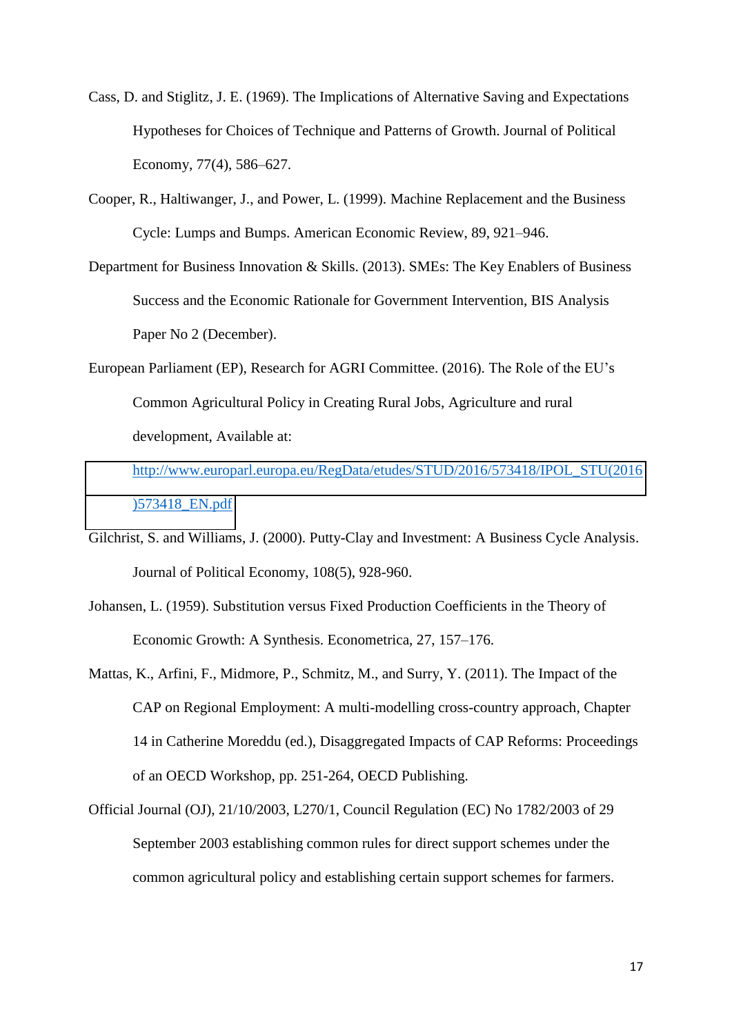Cass, D. and Stiglitz, J. E. (1969). The Implications of Alternative Saving and Expectations Hypotheses for Choices of Technique and Patterns of Growth. Journal of Political Economy, 77(4), 586–627.

Cooper, R., Haltiwanger, J., and Power, L. (1999). Machine Replacement and the Business Cycle: Lumps and Bumps. American Economic Review, 89, 921–946.

Department for Business Innovation & Skills. (2013). SMEs: The Key Enablers of Business Success and the Economic Rationale for Government Intervention, BIS Analysis Paper No 2 (December).

European Parliament (EP), Research for AGRI Committee. (2016). The Role of the EU's Common Agricultural Policy in Creating Rural Jobs, Agriculture and rural development, Available at: http://www.europarl.europa.eu/RegData/etudes/STUD/2016/573418/IPOL_STU(2016)573418_EN.pdf

Gilchrist, S. and Williams, J. (2000). Putty-Clay and Investment: A Business Cycle Analysis. Journal of Political Economy, 108(5), 928-960.

Johansen, L. (1959). Substitution versus Fixed Production Coefficients in the Theory of Economic Growth: A Synthesis. Econometrica, 27, 157–176.

Mattas, K., Arfini, F., Midmore, P., Schmitz, M., and Surry, Y. (2011). The Impact of the CAP on Regional Employment: A multi-modelling cross-country approach, Chapter 14 in Catherine Moreddu (ed.), Disaggregated Impacts of CAP Reforms: Proceedings of an OECD Workshop, pp. 251-264, OECD Publishing.

Official Journal (OJ), 21/10/2003, L270/1, Council Regulation (EC) No 1782/2003 of 29 September 2003 establishing common rules for direct support schemes under the common agricultural policy and establishing certain support schemes for farmers.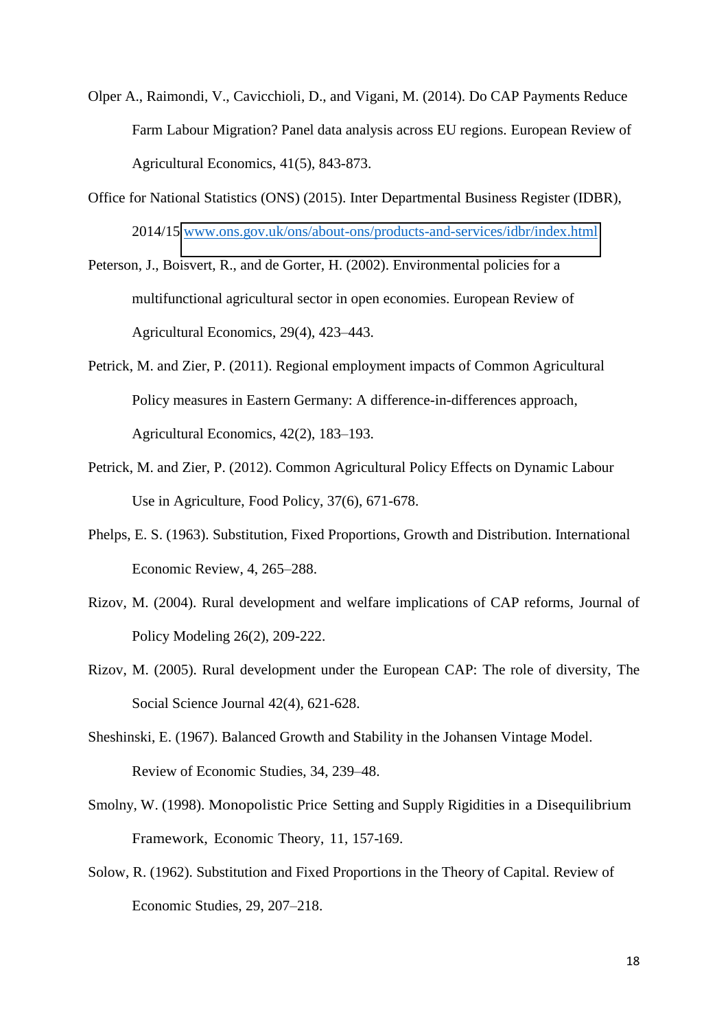Olper A., Raimondi, V., Cavicchioli, D., and Vigani, M. (2014). Do CAP Payments Reduce Farm Labour Migration? Panel data analysis across EU regions. European Review of Agricultural Economics, 41(5), 843-873.

Office for National Statistics (ONS) (2015). Inter Departmental Business Register (IDBR), 2014/15 www.ons.gov.uk/ons/about-ons/products-and-services/idbr/index.html

Peterson, J., Boisvert, R., and de Gorter, H. (2002). Environmental policies for a multifunctional agricultural sector in open economies. European Review of Agricultural Economics, 29(4), 423–443.

Petrick, M. and Zier, P. (2011). Regional employment impacts of Common Agricultural Policy measures in Eastern Germany: A difference-in-differences approach, Agricultural Economics, 42(2), 183–193.

Petrick, M. and Zier, P. (2012). Common Agricultural Policy Effects on Dynamic Labour Use in Agriculture, Food Policy, 37(6), 671-678.

Phelps, E. S. (1963). Substitution, Fixed Proportions, Growth and Distribution. International Economic Review, 4, 265–288.

Rizov, M. (2004). Rural development and welfare implications of CAP reforms, Journal of Policy Modeling 26(2), 209-222.

Rizov, M. (2005). Rural development under the European CAP: The role of diversity, The Social Science Journal 42(4), 621-628.

Sheshinski, E. (1967). Balanced Growth and Stability in the Johansen Vintage Model. Review of Economic Studies, 34, 239–48.

Smolny, W. (1998). Monopolistic Price Setting and Supply Rigidities in a Disequilibrium Framework, Economic Theory, 11, 157-169.

Solow, R. (1962). Substitution and Fixed Proportions in the Theory of Capital. Review of Economic Studies, 29, 207–218.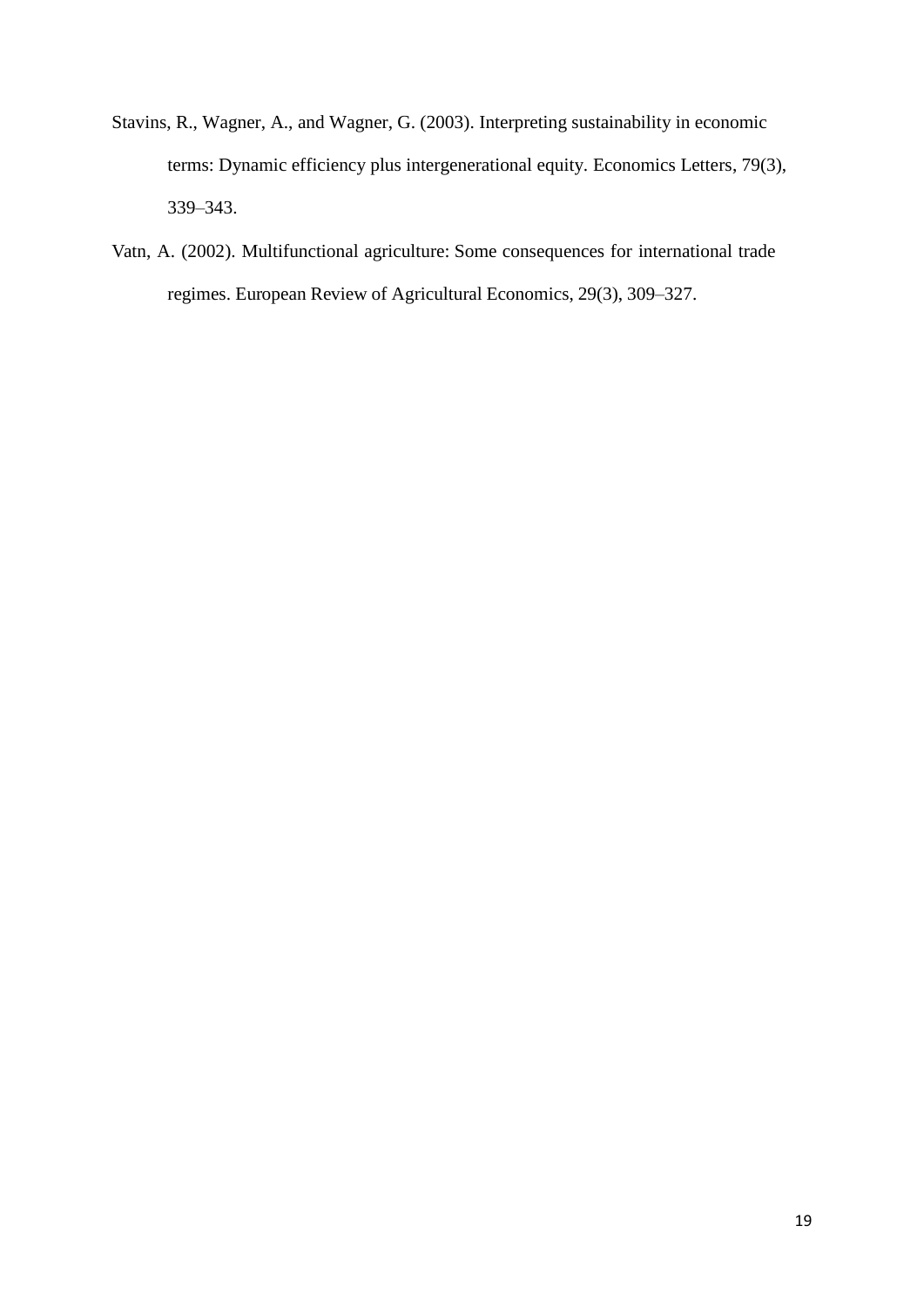Stavins, R., Wagner, A., and Wagner, G. (2003). Interpreting sustainability in economic terms: Dynamic efficiency plus intergenerational equity. Economics Letters, 79(3), 339–343.

Vatn, A. (2002). Multifunctional agriculture: Some consequences for international trade regimes. European Review of Agricultural Economics, 29(3), 309–327.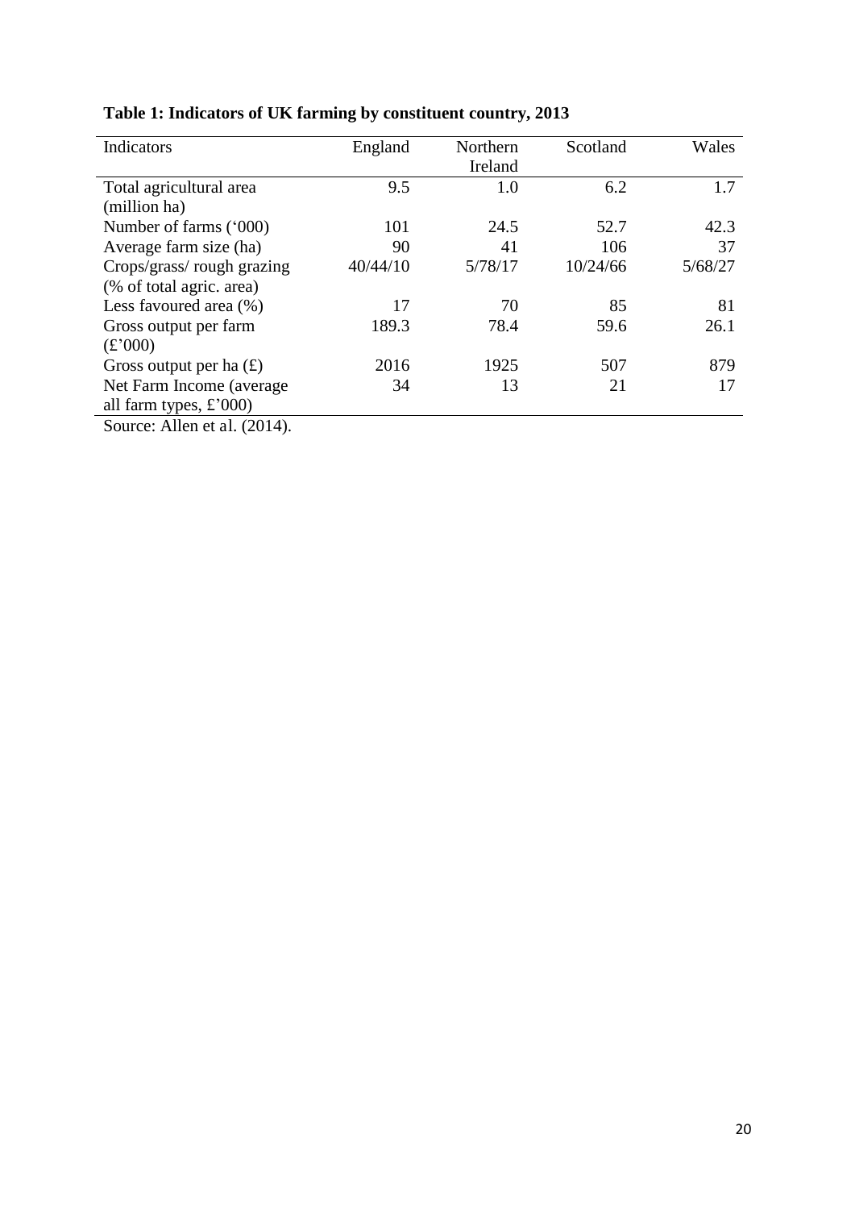**Table 1: Indicators of UK farming by constituent country, 2013**

| Indicators | England | Northern Ireland | Scotland | Wales |
|---|---|---|---|---|
| Total agricultural area (million ha) | 9.5 | 1.0 | 6.2 | 1.7 |
| Number of farms ('000) | 101 | 24.5 | 52.7 | 42.3 |
| Average farm size (ha) | 90 | 41 | 106 | 37 |
| Crops/grass/ rough grazing (% of total agric. area) | 40/44/10 | 5/78/17 | 10/24/66 | 5/68/27 |
| Less favoured area (%) | 17 | 70 | 85 | 81 |
| Gross output per farm (£'000) | 189.3 | 78.4 | 59.6 | 26.1 |
| Gross output per ha (£) | 2016 | 1925 | 507 | 879 |
| Net Farm Income (average all farm types, £'000) | 34 | 13 | 21 | 17 |

Source: Allen et al. (2014).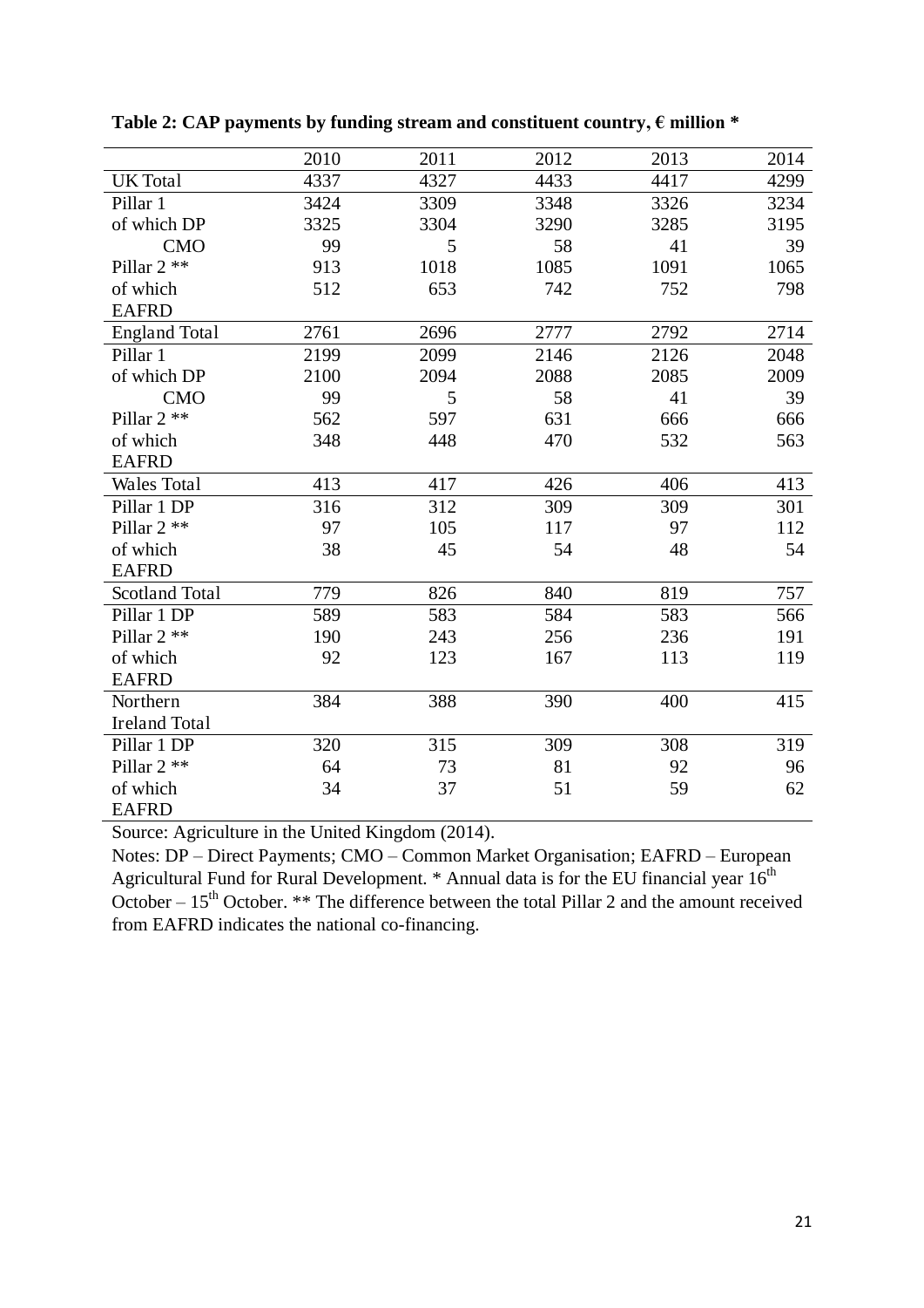**Table 2: CAP payments by funding stream and constituent country, € million ***

| | 2010 | 2011 | 2012 | 2013 | 2014 |
|---|---|---|---|---|---|
| UK Total | 4337 | 4327 | 4433 | 4417 | 4299 |
| Pillar 1 | 3424 | 3309 | 3348 | 3326 | 3234 |
| of which DP | 3325 | 3304 | 3290 | 3285 | 3195 |
| CMO | 99 | 5 | 58 | 41 | 39 |
| Pillar 2 ** | 913 | 1018 | 1085 | 1091 | 1065 |
| of which EAFRD | 512 | 653 | 742 | 752 | 798 |
| England Total | 2761 | 2696 | 2777 | 2792 | 2714 |
| Pillar 1 | 2199 | 2099 | 2146 | 2126 | 2048 |
| of which DP | 2100 | 2094 | 2088 | 2085 | 2009 |
| CMO | 99 | 5 | 58 | 41 | 39 |
| Pillar 2 ** | 562 | 597 | 631 | 666 | 666 |
| of which EAFRD | 348 | 448 | 470 | 532 | 563 |
| Wales Total | 413 | 417 | 426 | 406 | 413 |
| Pillar 1 DP | 316 | 312 | 309 | 309 | 301 |
| Pillar 2 ** | 97 | 105 | 117 | 97 | 112 |
| of which EAFRD | 38 | 45 | 54 | 48 | 54 |
| Scotland Total | 779 | 826 | 840 | 819 | 757 |
| Pillar 1 DP | 589 | 583 | 584 | 583 | 566 |
| Pillar 2 ** | 190 | 243 | 256 | 236 | 191 |
| of which EAFRD | 92 | 123 | 167 | 113 | 119 |
| Northern Ireland Total | 384 | 388 | 390 | 400 | 415 |
| Pillar 1 DP | 320 | 315 | 309 | 308 | 319 |
| Pillar 2 ** | 64 | 73 | 81 | 92 | 96 |
| of which EAFRD | 34 | 37 | 51 | 59 | 62 |

Source: Agriculture in the United Kingdom (2014).

Notes: DP – Direct Payments; CMO – Common Market Organisation; EAFRD – European Agricultural Fund for Rural Development. * Annual data is for the EU financial year 16th October – 15th October. ** The difference between the total Pillar 2 and the amount received from EAFRD indicates the national co-financing.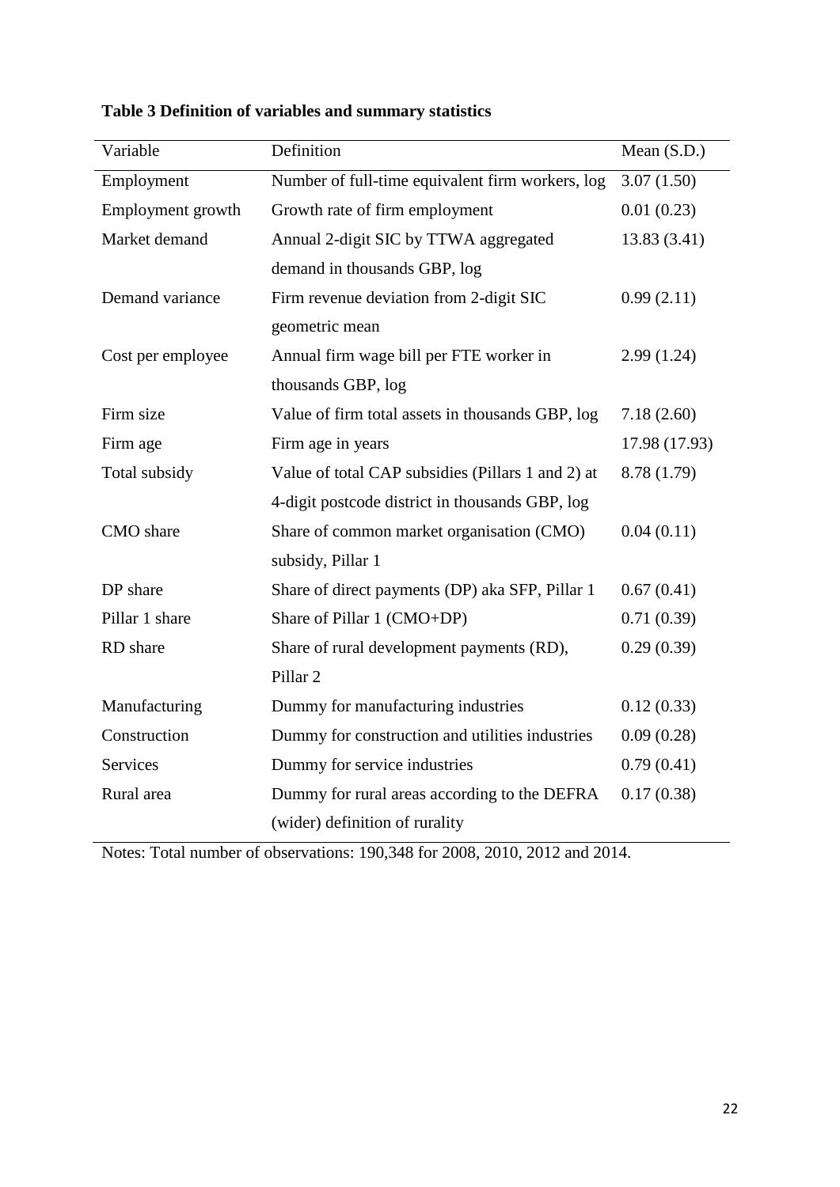**Table 3 Definition of variables and summary statistics**

| Variable | Definition | Mean (S.D.) |
|---|---|---|
| Employment | Number of full-time equivalent firm workers, log | 3.07 (1.50) |
| Employment growth | Growth rate of firm employment | 0.01 (0.23) |
| Market demand | Annual 2-digit SIC by TTWA aggregated demand in thousands GBP, log | 13.83 (3.41) |
| Demand variance | Firm revenue deviation from 2-digit SIC geometric mean | 0.99 (2.11) |
| Cost per employee | Annual firm wage bill per FTE worker in thousands GBP, log | 2.99 (1.24) |
| Firm size | Value of firm total assets in thousands GBP, log | 7.18 (2.60) |
| Firm age | Firm age in years | 17.98 (17.93) |
| Total subsidy | Value of total CAP subsidies (Pillars 1 and 2) at 4-digit postcode district in thousands GBP, log | 8.78 (1.79) |
| CMO share | Share of common market organisation (CMO) subsidy, Pillar 1 | 0.04 (0.11) |
| DP share | Share of direct payments (DP) aka SFP, Pillar 1 | 0.67 (0.41) |
| Pillar 1 share | Share of Pillar 1 (CMO+DP) | 0.71 (0.39) |
| RD share | Share of rural development payments (RD), Pillar 2 | 0.29 (0.39) |
| Manufacturing | Dummy for manufacturing industries | 0.12 (0.33) |
| Construction | Dummy for construction and utilities industries | 0.09 (0.28) |
| Services | Dummy for service industries | 0.79 (0.41) |
| Rural area | Dummy for rural areas according to the DEFRA (wider) definition of rurality | 0.17 (0.38) |

Notes: Total number of observations: 190,348 for 2008, 2010, 2012 and 2014.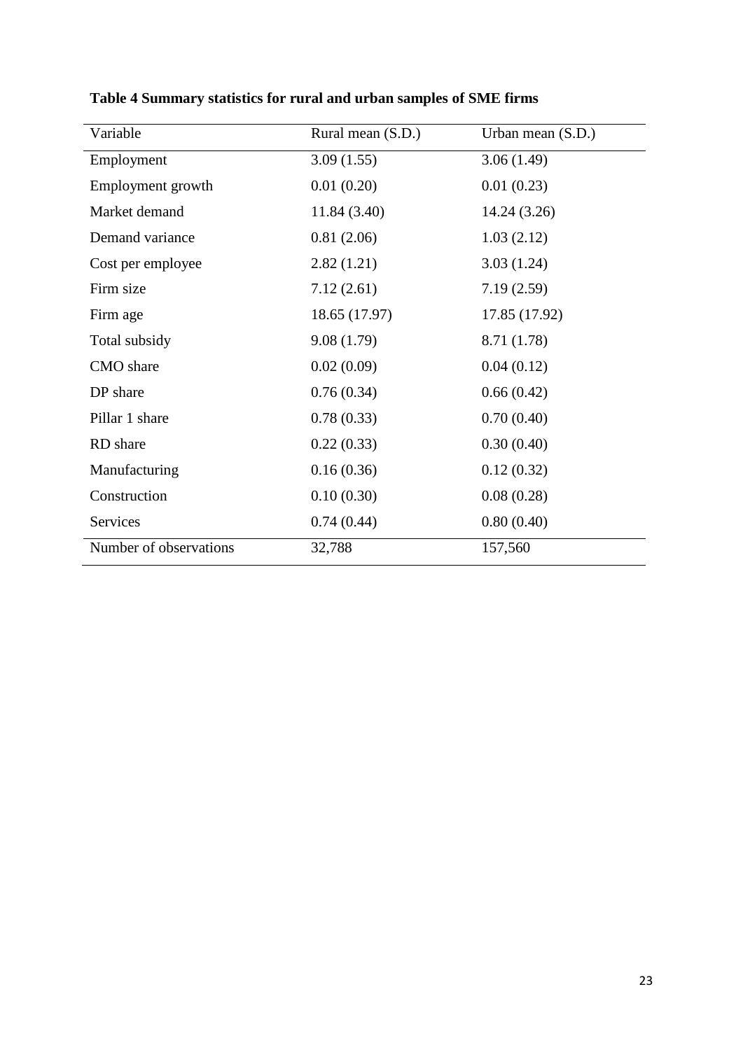**Table 4 Summary statistics for rural and urban samples of SME firms**

| Variable | Rural mean (S.D.) | Urban mean (S.D.) |
|---|---|---|
| Employment | 3.09 (1.55) | 3.06 (1.49) |
| Employment growth | 0.01 (0.20) | 0.01 (0.23) |
| Market demand | 11.84 (3.40) | 14.24 (3.26) |
| Demand variance | 0.81 (2.06) | 1.03 (2.12) |
| Cost per employee | 2.82 (1.21) | 3.03 (1.24) |
| Firm size | 7.12 (2.61) | 7.19 (2.59) |
| Firm age | 18.65 (17.97) | 17.85 (17.92) |
| Total subsidy | 9.08 (1.79) | 8.71 (1.78) |
| CMO share | 0.02 (0.09) | 0.04 (0.12) |
| DP share | 0.76 (0.34) | 0.66 (0.42) |
| Pillar 1 share | 0.78 (0.33) | 0.70 (0.40) |
| RD share | 0.22 (0.33) | 0.30 (0.40) |
| Manufacturing | 0.16 (0.36) | 0.12 (0.32) |
| Construction | 0.10 (0.30) | 0.08 (0.28) |
| Services | 0.74 (0.44) | 0.80 (0.40) |
| Number of observations | 32,788 | 157,560 |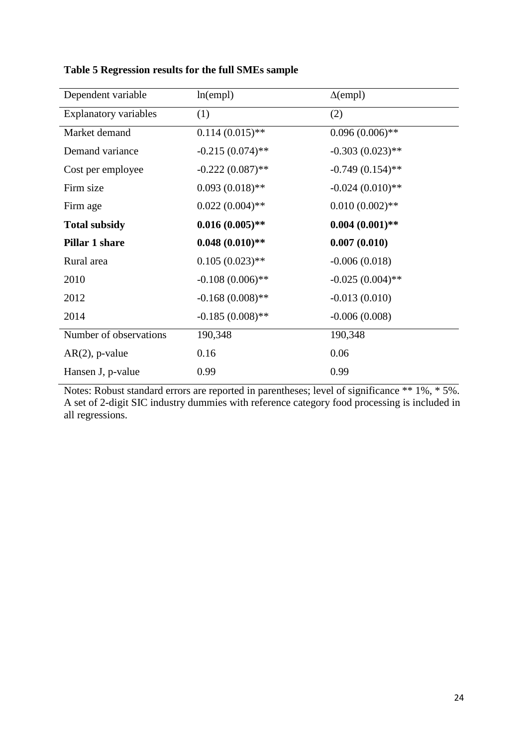**Table 5 Regression results for the full SMEs sample**

| Dependent variable | ln(empl) | Δ(empl) |
|---|---|---|
| Explanatory variables | (1) | (2) |
| Market demand | 0.114 (0.015)** | 0.096 (0.006)** |
| Demand variance | -0.215 (0.074)** | -0.303 (0.023)** |
| Cost per employee | -0.222 (0.087)** | -0.749 (0.154)** |
| Firm size | 0.093 (0.018)** | -0.024 (0.010)** |
| Firm age | 0.022 (0.004)** | 0.010 (0.002)** |
| **Total subsidy** | **0.016 (0.005)**** | **0.004 (0.001)**** |
| **Pillar 1 share** | **0.048 (0.010)**** | **0.007 (0.010)** |
| Rural area | 0.105 (0.023)** | -0.006 (0.018) |
| 2010 | -0.108 (0.006)** | -0.025 (0.004)** |
| 2012 | -0.168 (0.008)** | -0.013 (0.010) |
| 2014 | -0.185 (0.008)** | -0.006 (0.008) |
| Number of observations | 190,348 | 190,348 |
| AR(2), p-value | 0.16 | 0.06 |
| Hansen J, p-value | 0.99 | 0.99 |

Notes: Robust standard errors are reported in parentheses; level of significance ** 1%, * 5%. A set of 2-digit SIC industry dummies with reference category food processing is included in all regressions.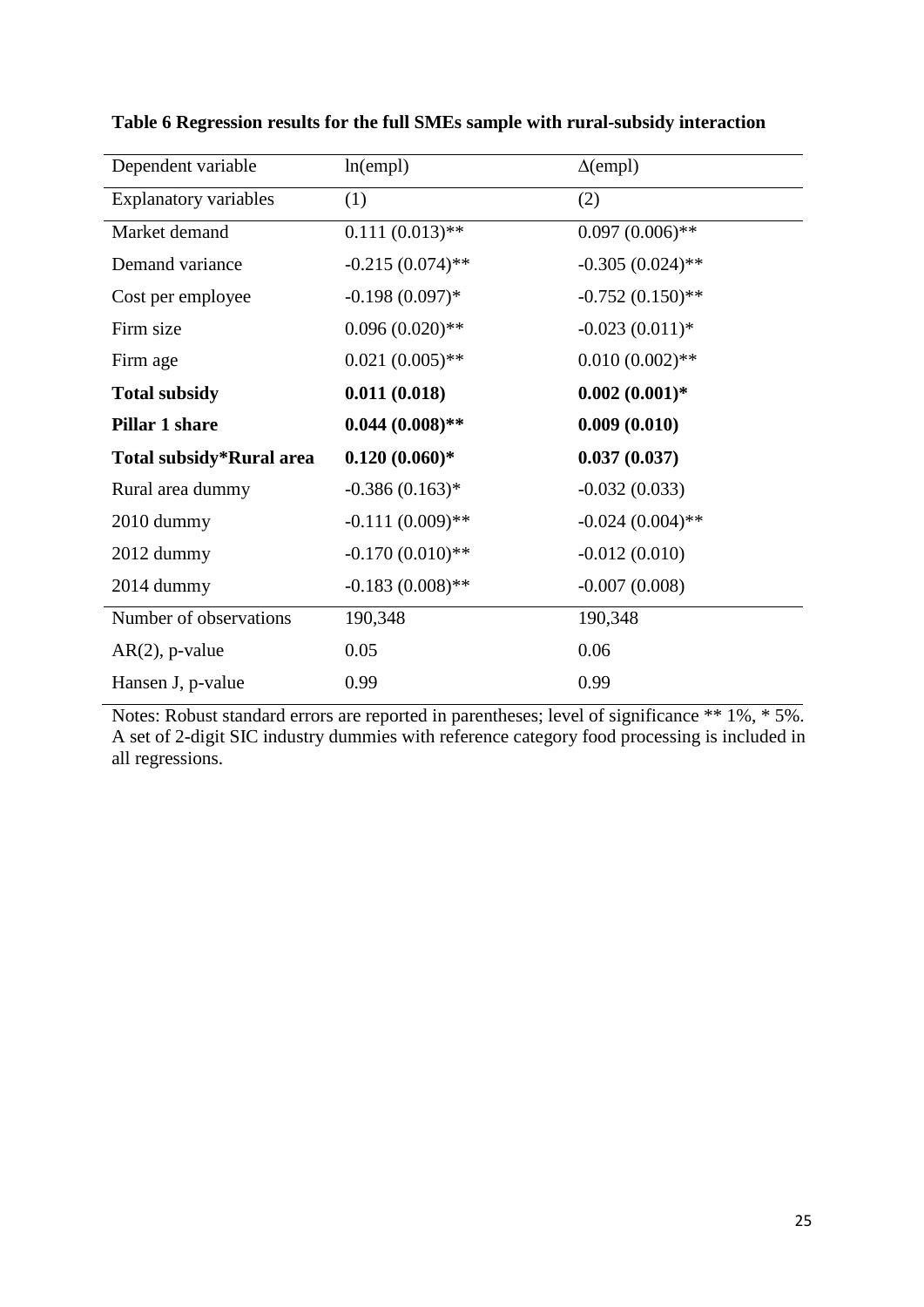**Table 6 Regression results for the full SMEs sample with rural-subsidy interaction**

| Dependent variable | ln(empl) | $\Delta$(empl) |
|---|---|---|
| Explanatory variables | (1) | (2) |
| Market demand | 0.111 (0.013)** | 0.097 (0.006)** |
| Demand variance | -0.215 (0.074)** | -0.305 (0.024)** |
| Cost per employee | -0.198 (0.097)* | -0.752 (0.150)** |
| Firm size | 0.096 (0.020)** | -0.023 (0.011)* |
| Firm age | 0.021 (0.005)** | 0.010 (0.002)** |
| **Total subsidy** | **0.011 (0.018)** | **0.002 (0.001)*** |
| **Pillar 1 share** | **0.044 (0.008)**** | **0.009 (0.010)** |
| **Total subsidy*Rural area** | **0.120 (0.060)*** | **0.037 (0.037)** |
| Rural area dummy | -0.386 (0.163)* | -0.032 (0.033) |
| 2010 dummy | -0.111 (0.009)** | -0.024 (0.004)** |
| 2012 dummy | -0.170 (0.010)** | -0.012 (0.010) |
| 2014 dummy | -0.183 (0.008)** | -0.007 (0.008) |
| Number of observations | 190,348 | 190,348 |
| AR(2), p-value | 0.05 | 0.06 |
| Hansen J, p-value | 0.99 | 0.99 |

Notes: Robust standard errors are reported in parentheses; level of significance ** 1%, * 5%. A set of 2-digit SIC industry dummies with reference category food processing is included in all regressions.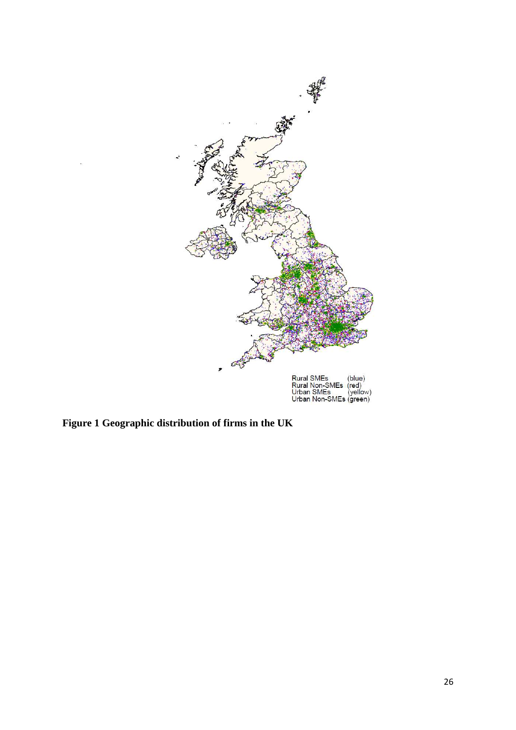Rural SMEs (blue)
Rural Non-SMEs (red)
Urban SMEs (yellow)
Urban Non-SMEs (green)

**Figure 1 Geographic distribution of firms in the UK**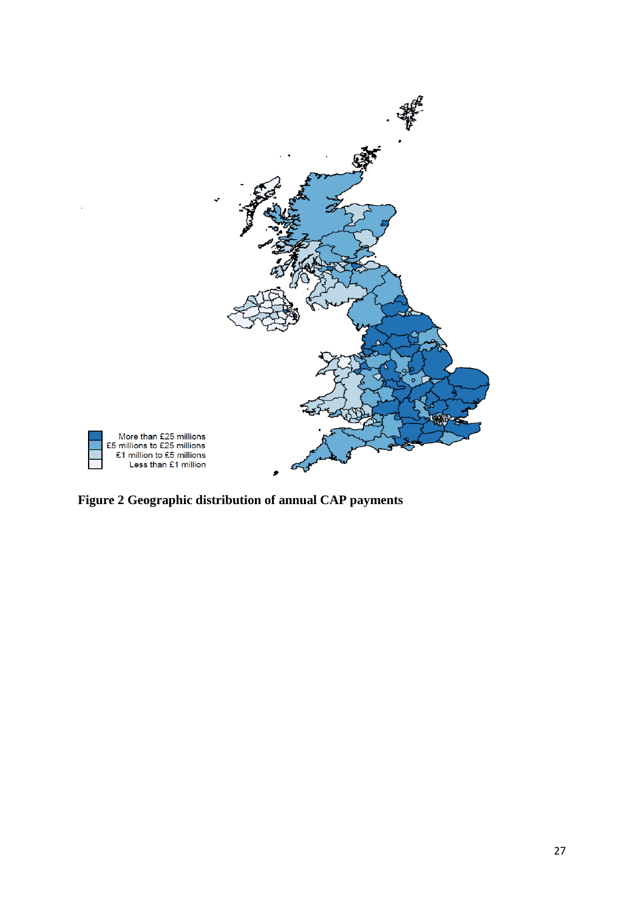More than £25 millions
£5 millions to £25 millions
£1 million to £5 millions
Less than £1 million

**Figure 2 Geographic distribution of annual CAP payments**